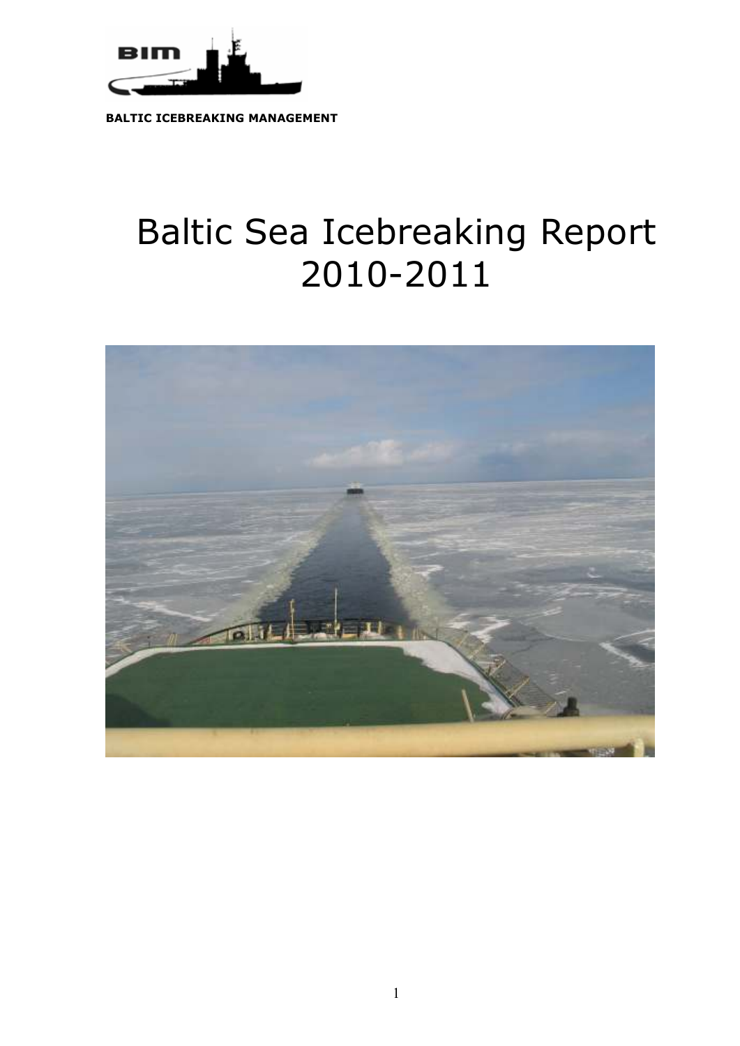BIM

**BALTIC ICEBREAKING MANAGEMENT**

# Baltic Sea Icebreaking Report 2010-2011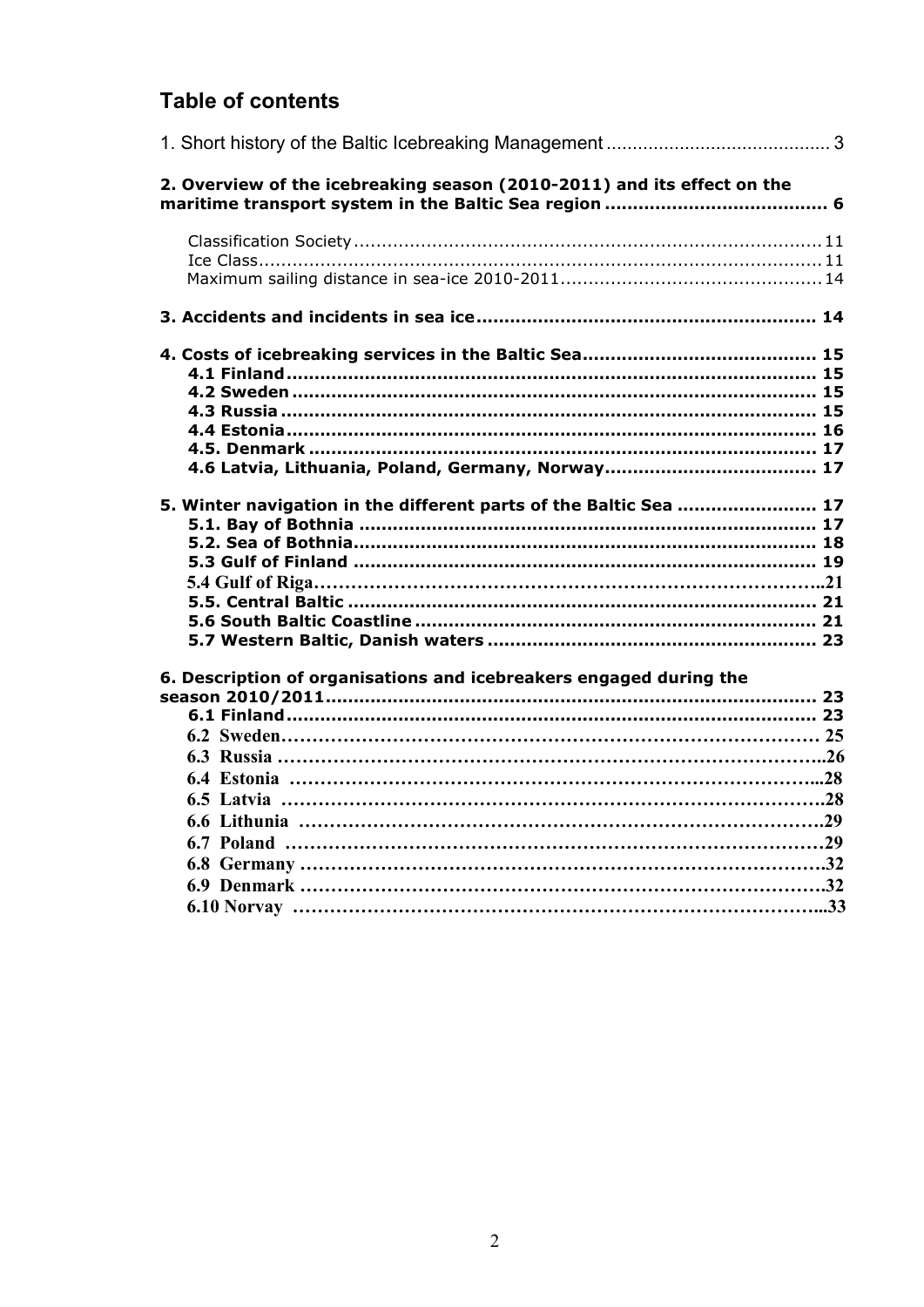## Table of contents

1. Short history of the Baltic Icebreaking Management .......................................... 3

**2. Overview of the icebreaking season (2010-2011) and its effect on the maritime transport system in the Baltic Sea region ....................................... 6**

Classification Society ........................................................................................ 11
Ice Class.............................................................................................................. 11
Maximum sailing distance in sea-ice 2010-2011.............................................. 14

**3. Accidents and incidents in sea ice ........................................................... 14**

**4. Costs of icebreaking services in the Baltic Sea......................................... 15**
**4.1 Finland ............................................................................................ 15**
**4.2 Sweden ........................................................................................... 15**
**4.3 Russia ............................................................................................. 15**
**4.4 Estonia............................................................................................ 16**
**4.5. Denmark ........................................................................................ 17**
**4.6 Latvia, Lithuania, Poland, Germany, Norway..................................... 17**

**5. Winter navigation in the different parts of the Baltic Sea ......................... 17**
**5.1. Bay of Bothnia ................................................................................ 17**
**5.2. Sea of Bothnia................................................................................. 18**
**5.3 Gulf of Finland ................................................................................ 19**
**5.4 Gulf of Riga.........................................................................................21**
**5.5. Central Baltic .................................................................................. 21**
**5.6 South Baltic Coastline ...................................................................... 21**
**5.7 Western Baltic, Danish waters .......................................................... 23**

**6. Description of organisations and icebreakers engaged during the season 2010/2011...................................................................................... 23**
**6.1 Finland............................................................................................ 23**
**6.2 Sweden............................................................................................ 25**
**6.3 Russia ...............................................................................................26**
**6.4 Estonia ...............................................................................................28**
**6.5 Latvia .................................................................................................28**
**6.6 Lithuania ............................................................................................29**
**6.7 Poland ................................................................................................29**
**6.8 Germany .............................................................................................32**
**6.9 Denmark .............................................................................................32**
**6.10 Norvay ..............................................................................................33**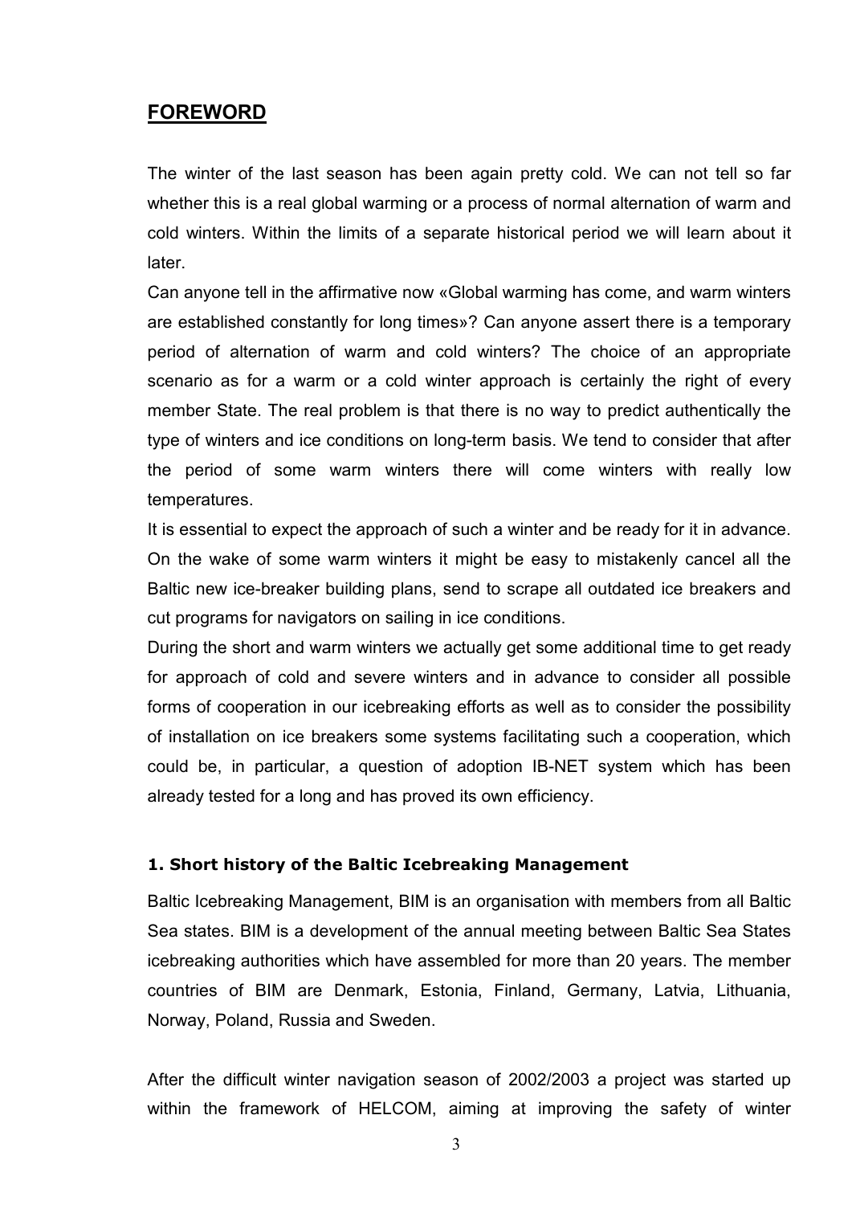## FOREWORD

The winter of the last season has been again pretty cold. We can not tell so far whether this is a real global warming or a process of normal alternation of warm and cold winters. Within the limits of a separate historical period we will learn about it later.

Can anyone tell in the affirmative now «Global warming has come, and warm winters are established constantly for long times»? Can anyone assert there is a temporary period of alternation of warm and cold winters? The choice of an appropriate scenario as for a warm or a cold winter approach is certainly the right of every member State. The real problem is that there is no way to predict authentically the type of winters and ice conditions on long-term basis. We tend to consider that after the period of some warm winters there will come winters with really low temperatures.

It is essential to expect the approach of such a winter and be ready for it in advance. On the wake of some warm winters it might be easy to mistakenly cancel all the Baltic new ice-breaker building plans, send to scrape all outdated ice breakers and cut programs for navigators on sailing in ice conditions.

During the short and warm winters we actually get some additional time to get ready for approach of cold and severe winters and in advance to consider all possible forms of cooperation in our icebreaking efforts as well as to consider the possibility of installation on ice breakers some systems facilitating such a cooperation, which could be, in particular, a question of adoption IB-NET system which has been already tested for a long and has proved its own efficiency.

### 1. Short history of the Baltic Icebreaking Management

Baltic Icebreaking Management, BIM is an organisation with members from all Baltic Sea states. BIM is a development of the annual meeting between Baltic Sea States icebreaking authorities which have assembled for more than 20 years. The member countries of BIM are Denmark, Estonia, Finland, Germany, Latvia, Lithuania, Norway, Poland, Russia and Sweden.

After the difficult winter navigation season of 2002/2003 a project was started up within the framework of HELCOM, aiming at improving the safety of winter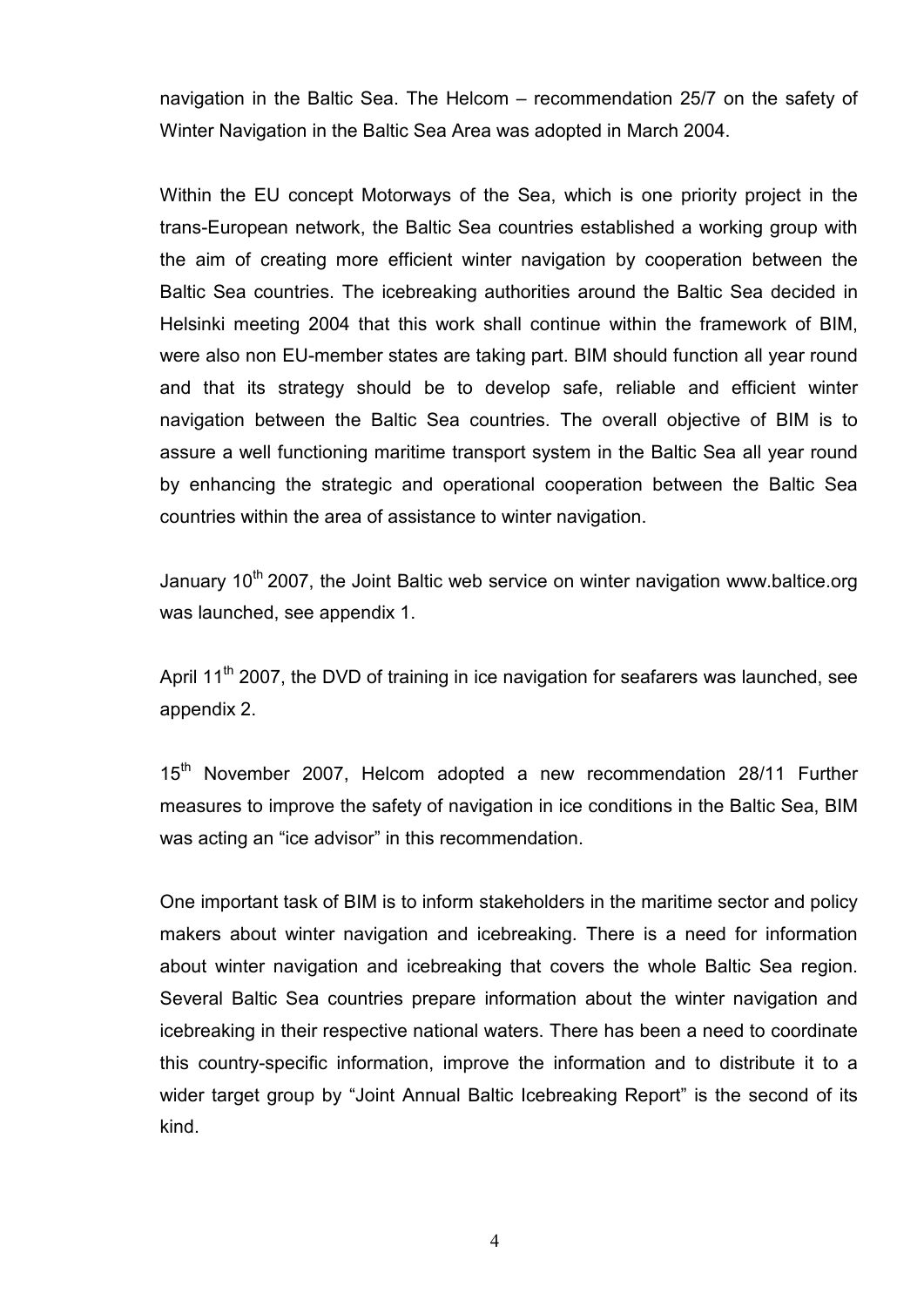navigation in the Baltic Sea. The Helcom – recommendation 25/7 on the safety of Winter Navigation in the Baltic Sea Area was adopted in March 2004.

Within the EU concept Motorways of the Sea, which is one priority project in the trans-European network, the Baltic Sea countries established a working group with the aim of creating more efficient winter navigation by cooperation between the Baltic Sea countries. The icebreaking authorities around the Baltic Sea decided in Helsinki meeting 2004 that this work shall continue within the framework of BIM, were also non EU-member states are taking part. BIM should function all year round and that its strategy should be to develop safe, reliable and efficient winter navigation between the Baltic Sea countries. The overall objective of BIM is to assure a well functioning maritime transport system in the Baltic Sea all year round by enhancing the strategic and operational cooperation between the Baltic Sea countries within the area of assistance to winter navigation.

January 10th 2007, the Joint Baltic web service on winter navigation www.baltice.org was launched, see appendix 1.

April 11th 2007, the DVD of training in ice navigation for seafarers was launched, see appendix 2.

15th November 2007, Helcom adopted a new recommendation 28/11 Further measures to improve the safety of navigation in ice conditions in the Baltic Sea, BIM was acting an "ice advisor" in this recommendation.

One important task of BIM is to inform stakeholders in the maritime sector and policy makers about winter navigation and icebreaking. There is a need for information about winter navigation and icebreaking that covers the whole Baltic Sea region. Several Baltic Sea countries prepare information about the winter navigation and icebreaking in their respective national waters. There has been a need to coordinate this country-specific information, improve the information and to distribute it to a wider target group by "Joint Annual Baltic Icebreaking Report" is the second of its kind.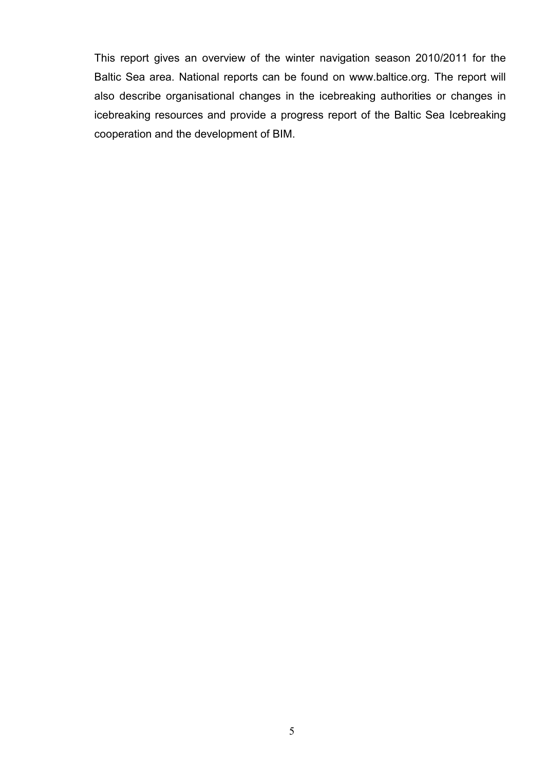This report gives an overview of the winter navigation season 2010/2011 for the Baltic Sea area. National reports can be found on www.baltice.org. The report will also describe organisational changes in the icebreaking authorities or changes in icebreaking resources and provide a progress report of the Baltic Sea Icebreaking cooperation and the development of BIM.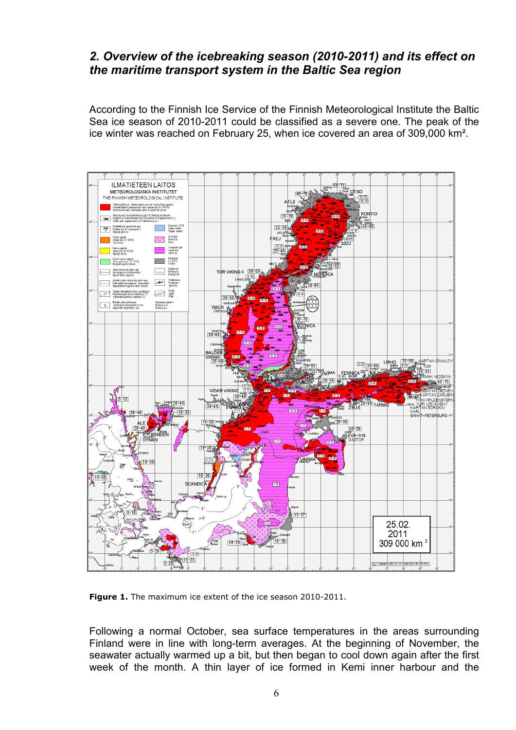## *2. Overview of the icebreaking season (2010-2011) and its effect on the maritime transport system in the Baltic Sea region*

According to the Finnish Ice Service of the Finnish Meteorological Institute the Baltic Sea ice season of 2010-2011 could be classified as a severe one. The peak of the ice winter was reached on February 25, when ice covered an area of 309,000 km².

**Figure 1.** The maximum ice extent of the ice season 2010-2011.

Following a normal October, sea surface temperatures in the areas surrounding Finland were in line with long-term averages. At the beginning of November, the seawater actually warmed up a bit, but then began to cool down again after the first week of the month. A thin layer of ice formed in Kemi inner harbour and the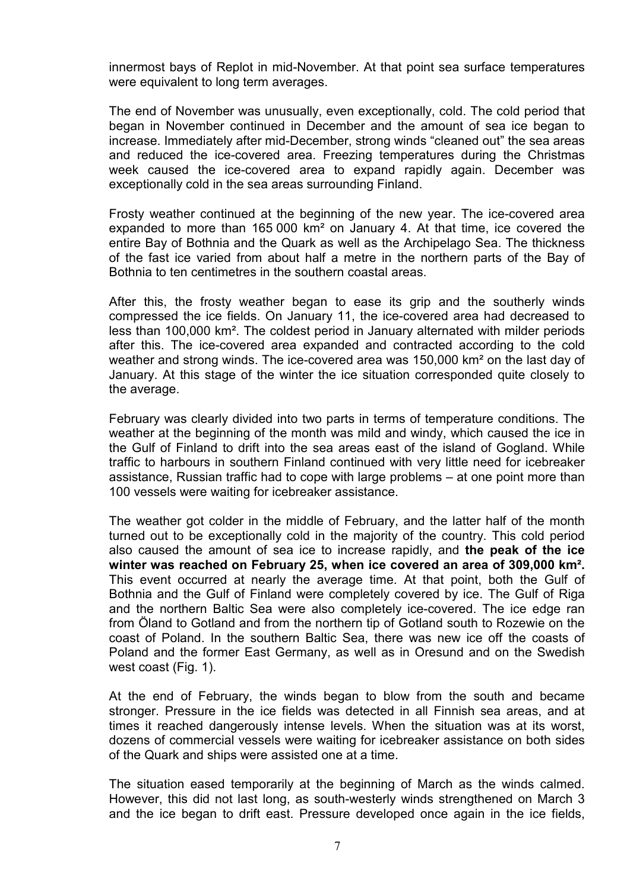innermost bays of Replot in mid-November. At that point sea surface temperatures were equivalent to long term averages.

The end of November was unusually, even exceptionally, cold. The cold period that began in November continued in December and the amount of sea ice began to increase. Immediately after mid-December, strong winds “cleaned out” the sea areas and reduced the ice-covered area. Freezing temperatures during the Christmas week caused the ice-covered area to expand rapidly again. December was exceptionally cold in the sea areas surrounding Finland.

Frosty weather continued at the beginning of the new year. The ice-covered area expanded to more than 165 000 km² on January 4. At that time, ice covered the entire Bay of Bothnia and the Quark as well as the Archipelago Sea. The thickness of the fast ice varied from about half a metre in the northern parts of the Bay of Bothnia to ten centimetres in the southern coastal areas.

After this, the frosty weather began to ease its grip and the southerly winds compressed the ice fields. On January 11, the ice-covered area had decreased to less than 100,000 km². The coldest period in January alternated with milder periods after this. The ice-covered area expanded and contracted according to the cold weather and strong winds. The ice-covered area was 150,000 km² on the last day of January. At this stage of the winter the ice situation corresponded quite closely to the average.

February was clearly divided into two parts in terms of temperature conditions. The weather at the beginning of the month was mild and windy, which caused the ice in the Gulf of Finland to drift into the sea areas east of the island of Gogland. While traffic to harbours in southern Finland continued with very little need for icebreaker assistance, Russian traffic had to cope with large problems – at one point more than 100 vessels were waiting for icebreaker assistance.

The weather got colder in the middle of February, and the latter half of the month turned out to be exceptionally cold in the majority of the country. This cold period also caused the amount of sea ice to increase rapidly, and **the peak of the ice winter was reached on February 25, when ice covered an area of 309,000 km².** This event occurred at nearly the average time. At that point, both the Gulf of Bothnia and the Gulf of Finland were completely covered by ice. The Gulf of Riga and the northern Baltic Sea were also completely ice-covered. The ice edge ran from Öland to Gotland and from the northern tip of Gotland south to Rozewie on the coast of Poland. In the southern Baltic Sea, there was new ice off the coasts of Poland and the former East Germany, as well as in Oresund and on the Swedish west coast (Fig. 1).

At the end of February, the winds began to blow from the south and became stronger. Pressure in the ice fields was detected in all Finnish sea areas, and at times it reached dangerously intense levels. When the situation was at its worst, dozens of commercial vessels were waiting for icebreaker assistance on both sides of the Quark and ships were assisted one at a time.

The situation eased temporarily at the beginning of March as the winds calmed. However, this did not last long, as south-westerly winds strengthened on March 3 and the ice began to drift east. Pressure developed once again in the ice fields,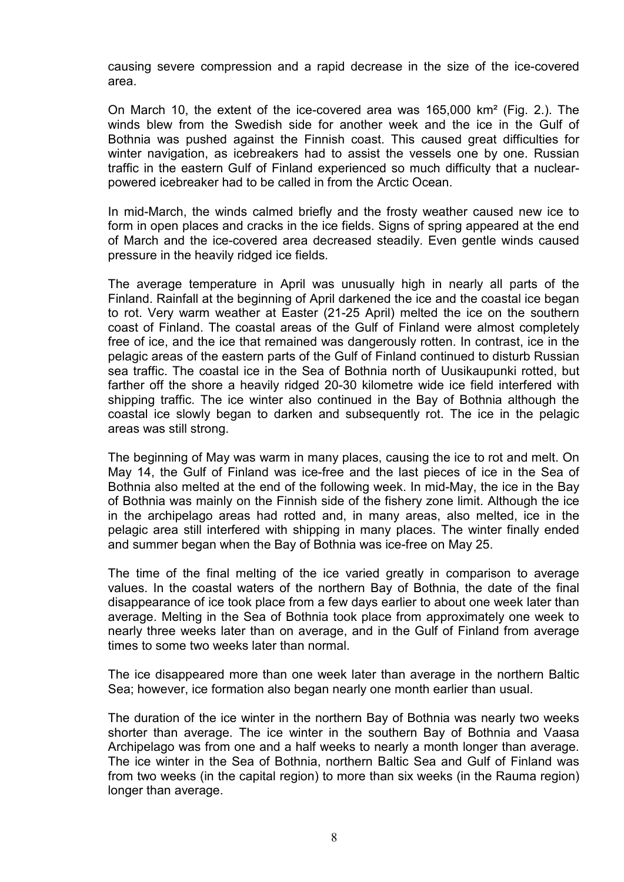causing severe compression and a rapid decrease in the size of the ice-covered area.

On March 10, the extent of the ice-covered area was 165,000 km² (Fig. 2.). The winds blew from the Swedish side for another week and the ice in the Gulf of Bothnia was pushed against the Finnish coast. This caused great difficulties for winter navigation, as icebreakers had to assist the vessels one by one. Russian traffic in the eastern Gulf of Finland experienced so much difficulty that a nuclear-powered icebreaker had to be called in from the Arctic Ocean.

In mid-March, the winds calmed briefly and the frosty weather caused new ice to form in open places and cracks in the ice fields. Signs of spring appeared at the end of March and the ice-covered area decreased steadily. Even gentle winds caused pressure in the heavily ridged ice fields.

The average temperature in April was unusually high in nearly all parts of the Finland. Rainfall at the beginning of April darkened the ice and the coastal ice began to rot. Very warm weather at Easter (21-25 April) melted the ice on the southern coast of Finland. The coastal areas of the Gulf of Finland were almost completely free of ice, and the ice that remained was dangerously rotten. In contrast, ice in the pelagic areas of the eastern parts of the Gulf of Finland continued to disturb Russian sea traffic. The coastal ice in the Sea of Bothnia north of Uusikaupunki rotted, but farther off the shore a heavily ridged 20-30 kilometre wide ice field interfered with shipping traffic. The ice winter also continued in the Bay of Bothnia although the coastal ice slowly began to darken and subsequently rot. The ice in the pelagic areas was still strong.

The beginning of May was warm in many places, causing the ice to rot and melt. On May 14, the Gulf of Finland was ice-free and the last pieces of ice in the Sea of Bothnia also melted at the end of the following week. In mid-May, the ice in the Bay of Bothnia was mainly on the Finnish side of the fishery zone limit. Although the ice in the archipelago areas had rotted and, in many areas, also melted, ice in the pelagic area still interfered with shipping in many places. The winter finally ended and summer began when the Bay of Bothnia was ice-free on May 25.

The time of the final melting of the ice varied greatly in comparison to average values. In the coastal waters of the northern Bay of Bothnia, the date of the final disappearance of ice took place from a few days earlier to about one week later than average. Melting in the Sea of Bothnia took place from approximately one week to nearly three weeks later than on average, and in the Gulf of Finland from average times to some two weeks later than normal.

The ice disappeared more than one week later than average in the northern Baltic Sea; however, ice formation also began nearly one month earlier than usual.

The duration of the ice winter in the northern Bay of Bothnia was nearly two weeks shorter than average. The ice winter in the southern Bay of Bothnia and Vaasa Archipelago was from one and a half weeks to nearly a month longer than average. The ice winter in the Sea of Bothnia, northern Baltic Sea and Gulf of Finland was from two weeks (in the capital region) to more than six weeks (in the Rauma region) longer than average.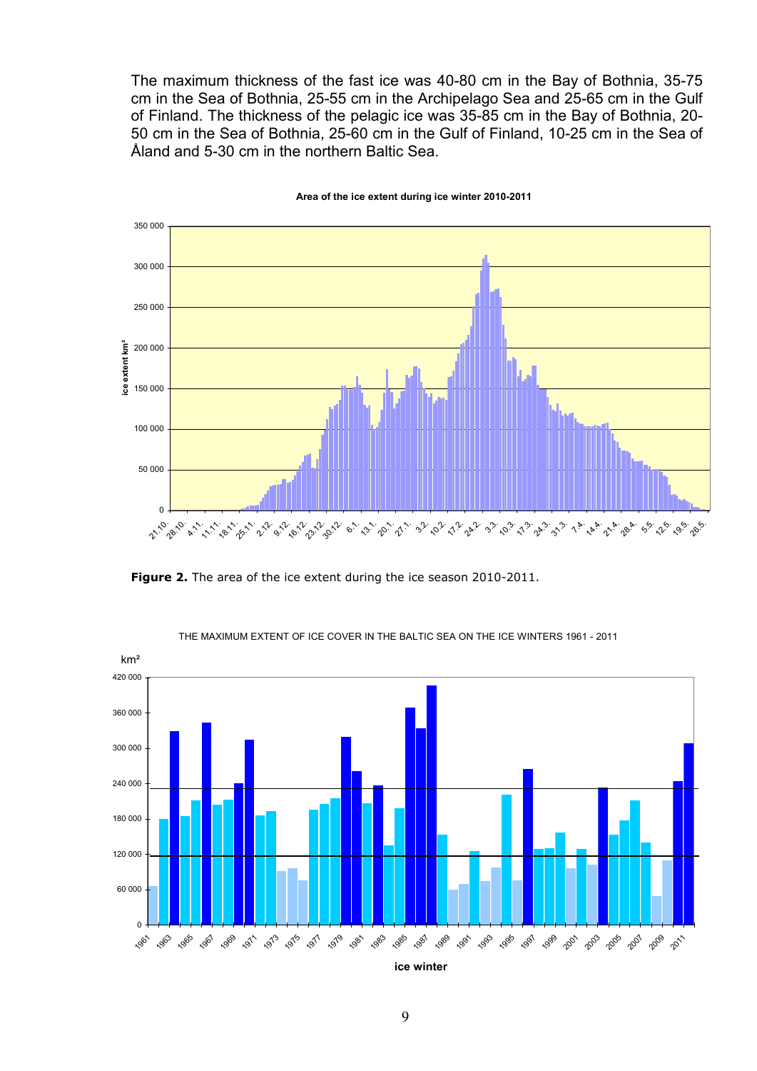The maximum thickness of the fast ice was 40-80 cm in the Bay of Bothnia, 35-75 cm in the Sea of Bothnia, 25-55 cm in the Archipelago Sea and 25-65 cm in the Gulf of Finland. The thickness of the pelagic ice was 35-85 cm in the Bay of Bothnia, 20-50 cm in the Sea of Bothnia, 25-60 cm in the Gulf of Finland, 10-25 cm in the Sea of Åland and 5-30 cm in the northern Baltic Sea.

**Figure 2.** The area of the ice extent during the ice season 2010-2011.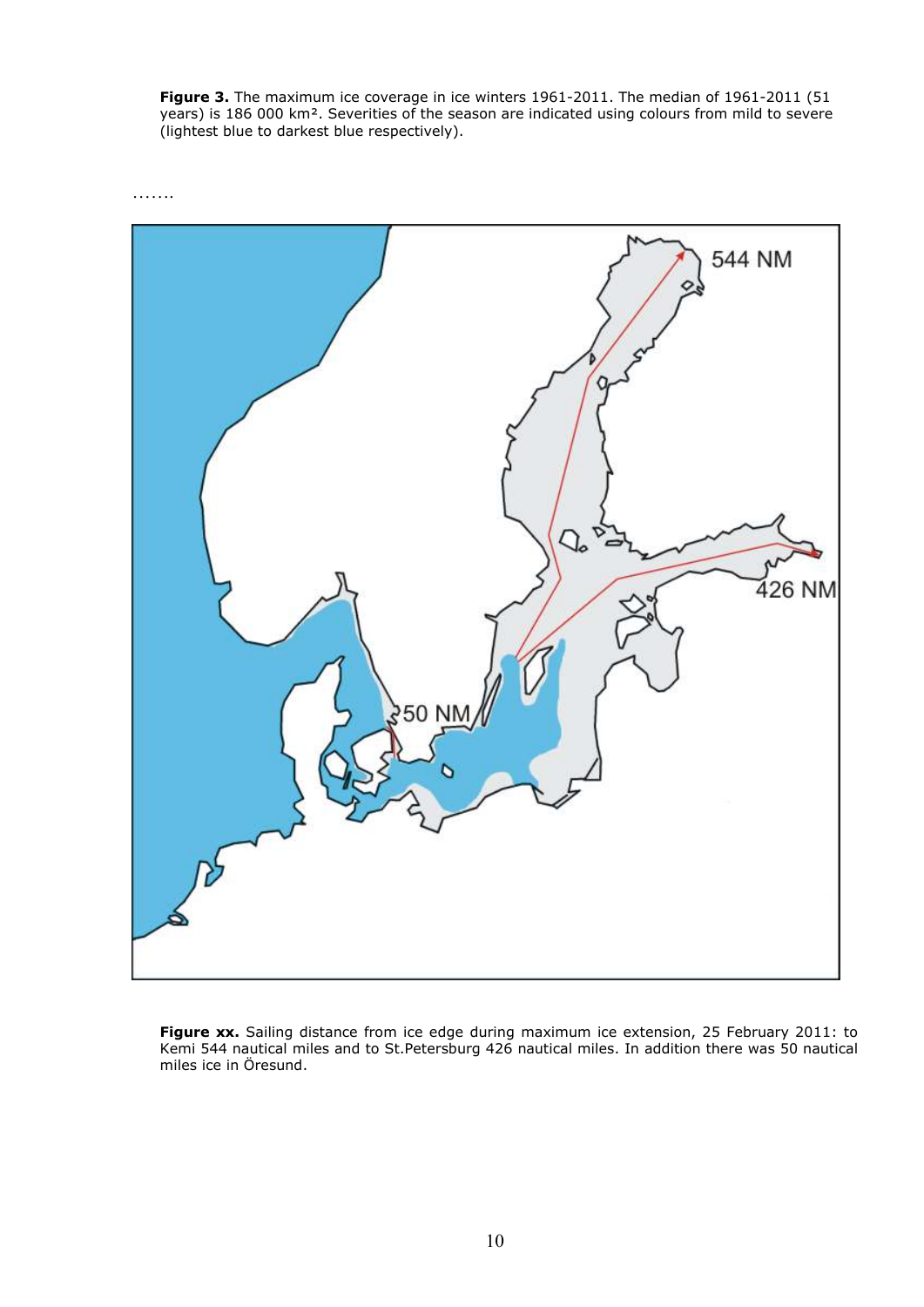**Figure 3.** The maximum ice coverage in ice winters 1961-2011. The median of 1961-2011 (51 years) is 186 000 km². Severities of the season are indicated using colours from mild to severe (lightest blue to darkest blue respectively).

…….

**Figure xx.** Sailing distance from ice edge during maximum ice extension, 25 February 2011: to Kemi 544 nautical miles and to St.Petersburg 426 nautical miles. In addition there was 50 nautical miles ice in Öresund.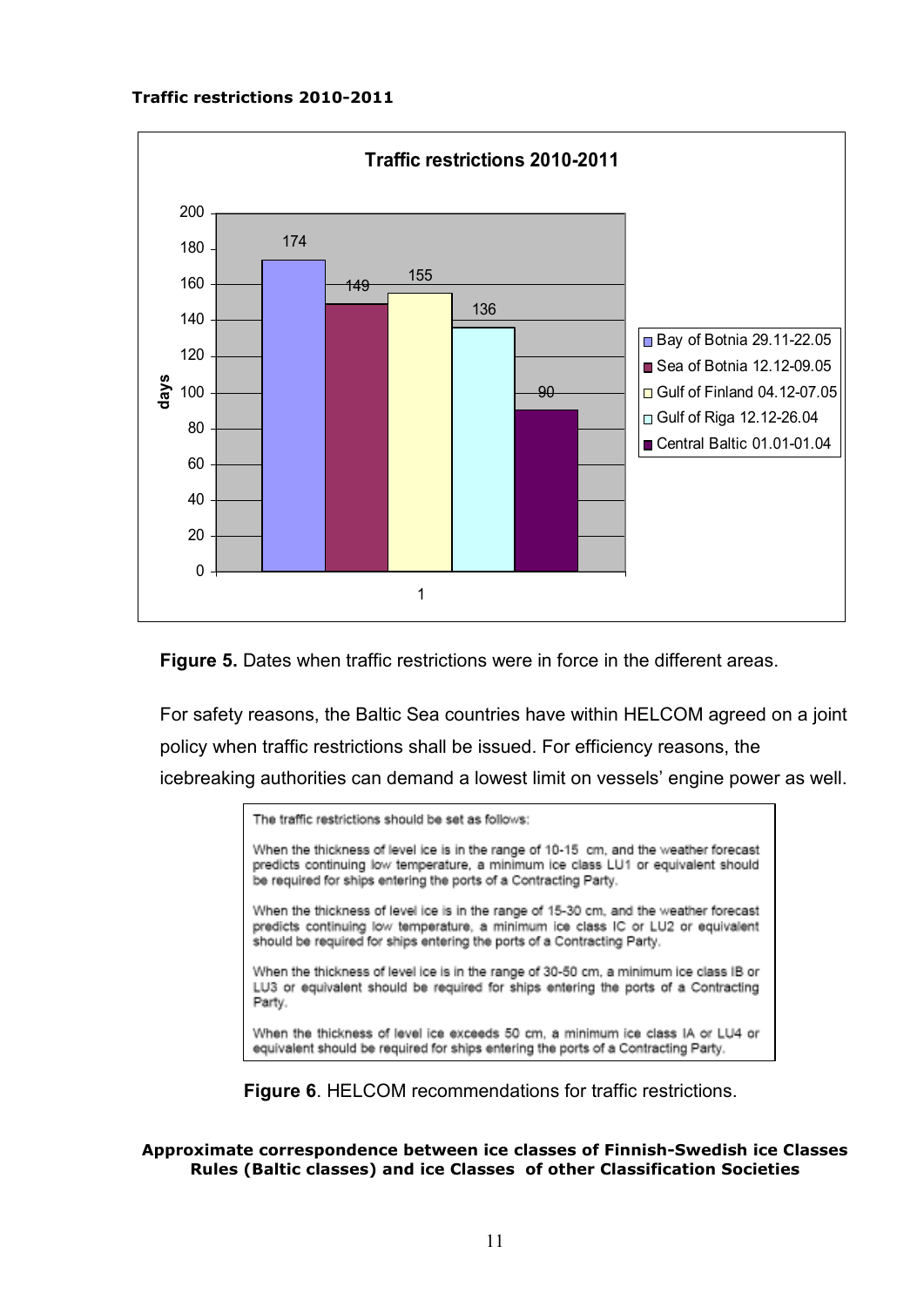**Traffic restrictions 2010-2011**

Figure 5. Dates when traffic restrictions were in force in the different areas.

For safety reasons, the Baltic Sea countries have within HELCOM agreed on a joint policy when traffic restrictions shall be issued. For efficiency reasons, the icebreaking authorities can demand a lowest limit on vessels' engine power as well.

> The traffic restrictions should be set as follows:
>
> When the thickness of level ice is in the range of 10-15 cm, and the weather forecast predicts continuing low temperature, a minimum ice class LU1 or equivalent should be required for ships entering the ports of a Contracting Party.
>
> When the thickness of level ice is in the range of 15-30 cm, and the weather forecast predicts continuing low temperature, a minimum ice class IC or LU2 or equivalent should be required for ships entering the ports of a Contracting Party.
>
> When the thickness of level ice is in the range of 30-50 cm, a minimum ice class IB or LU3 or equivalent should be required for ships entering the ports of a Contracting Party.
>
> When the thickness of level ice exceeds 50 cm, a minimum ice class IA or LU4 or equivalent should be required for ships entering the ports of a Contracting Party.

**Figure 6**. HELCOM recommendations for traffic restrictions.

**Approximate correspondence between ice classes of Finnish-Swedish ice Classes Rules (Baltic classes) and ice Classes of other Classification Societies**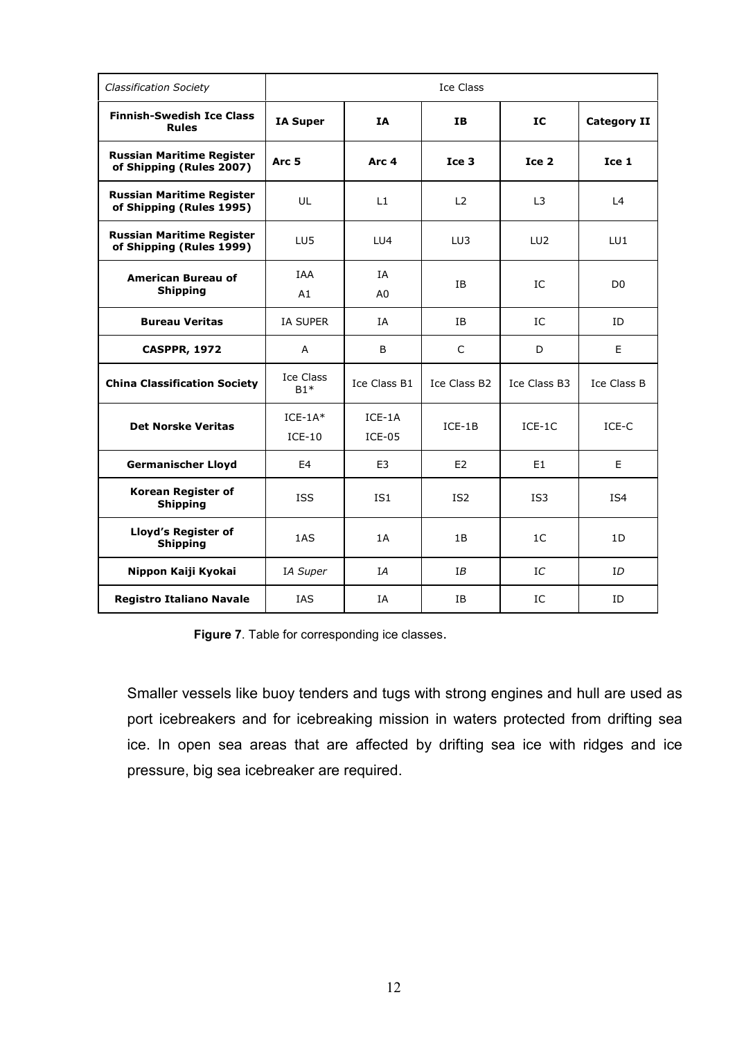| *Classification Society* | Ice Class | | | | |
|---|---|---|---|---|---|
| **Finnish-Swedish Ice Class Rules** | **IA Super** | **IA** | **IB** | **IC** | **Category II** |
| **Russian Maritime Register of Shipping (Rules 2007)** | **Arc 5** | **Arc 4** | **Ice 3** | **Ice 2** | **Ice 1** |
| **Russian Maritime Register of Shipping (Rules 1995)** | UL | L1 | L2 | L3 | L4 |
| **Russian Maritime Register of Shipping (Rules 1999)** | LU5 | LU4 | LU3 | LU2 | LU1 |
| **American Bureau of Shipping** | IAA A1 | IA A0 | IB | IC | D0 |
| **Bureau Veritas** | IA SUPER | IA | IB | IC | ID |
| **CASPPR, 1972** | A | B | C | D | E |
| **China Classification Society** | Ice Class B1* | Ice Class B1 | Ice Class B2 | Ice Class B3 | Ice Class B |
| **Det Norske Veritas** | ICE-1A* ICE-10 | ICE-1A ICE-05 | ICE-1B | ICE-1C | ICE-C |
| **Germanischer Lloyd** | E4 | E3 | E2 | E1 | E |
| **Korean Register of Shipping** | ISS | IS1 | IS2 | IS3 | IS4 |
| **Lloyd's Register of Shipping** | 1AS | 1A | 1B | 1C | 1D |
| **Nippon Kaiji Kyokai** | *IA Super* | *IA* | *IB* | *IC* | *ID* |
| **Registro Italiano Navale** | IAS | IA | IB | IC | ID |

**Figure 7**. Table for corresponding ice classes.

Smaller vessels like buoy tenders and tugs with strong engines and hull are used as port icebreakers and for icebreaking mission in waters protected from drifting sea ice. In open sea areas that are affected by drifting sea ice with ridges and ice pressure, big sea icebreaker are required.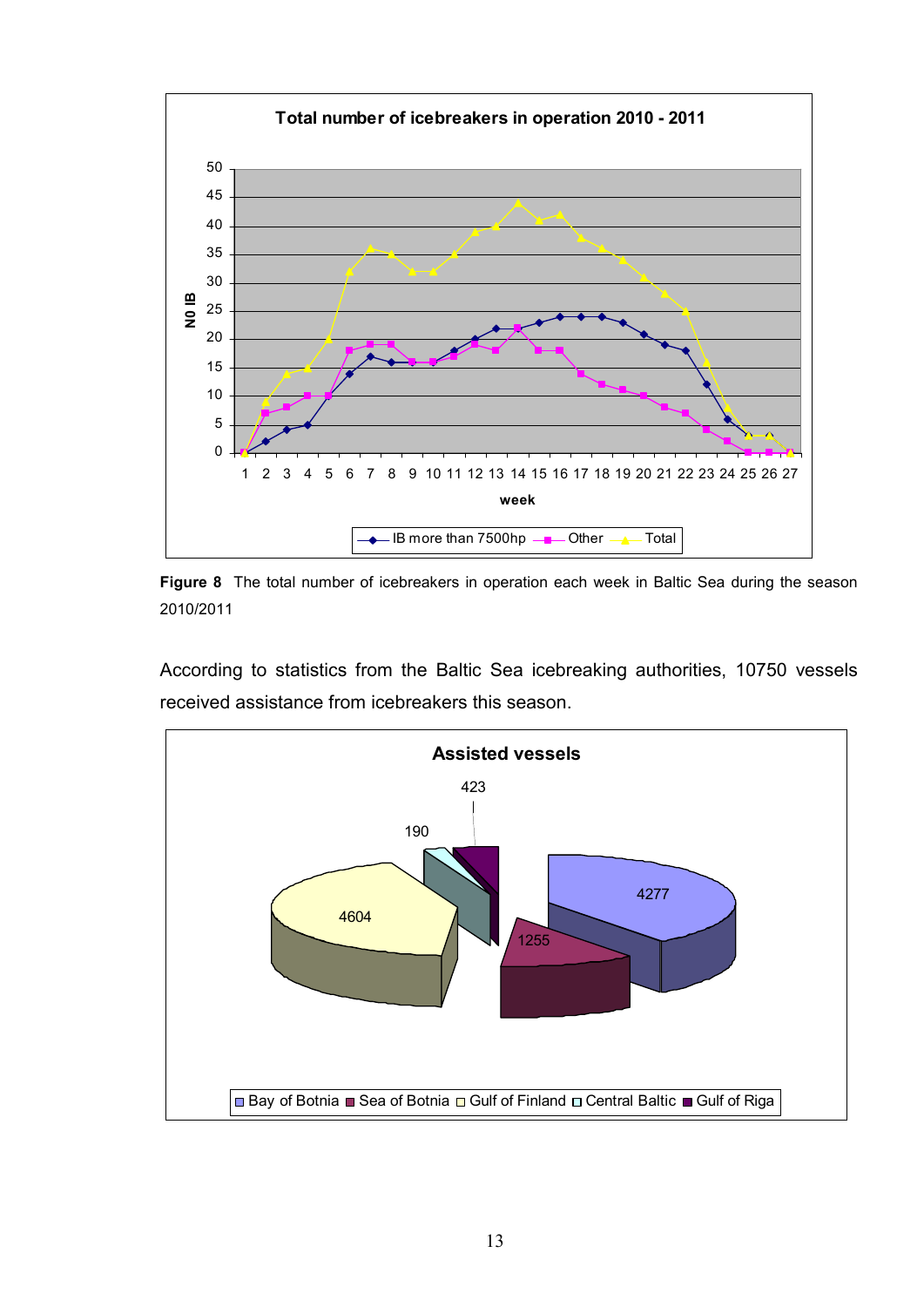**Figure 8** The total number of icebreakers in operation each week in Baltic Sea during the season 2010/2011

According to statistics from the Baltic Sea icebreaking authorities, 10750 vessels received assistance from icebreakers this season.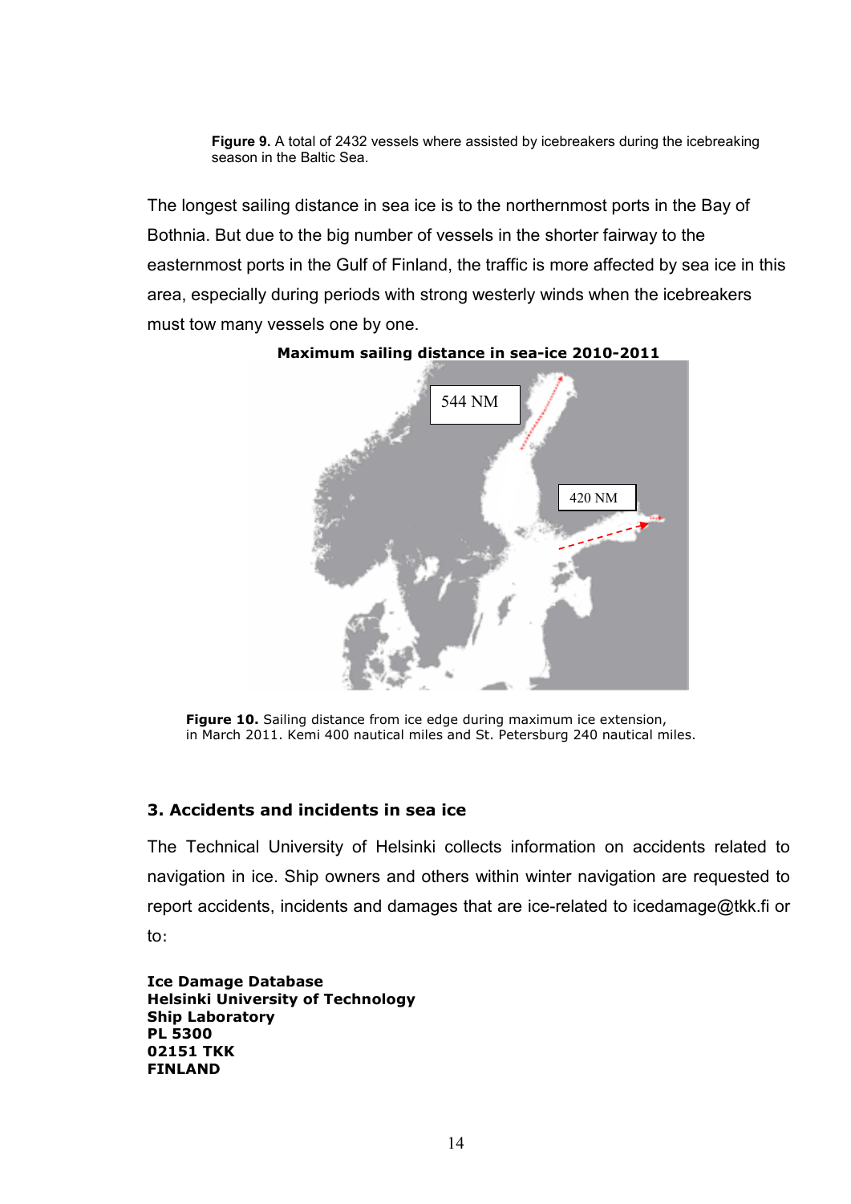**Figure 9.** A total of 2432 vessels where assisted by icebreakers during the icebreaking season in the Baltic Sea.

The longest sailing distance in sea ice is to the northernmost ports in the Bay of Bothnia. But due to the big number of vessels in the shorter fairway to the easternmost ports in the Gulf of Finland, the traffic is more affected by sea ice in this area, especially during periods with strong westerly winds when the icebreakers must tow many vessels one by one.

**Maximum sailing distance in sea-ice 2010-2011**

544 NM

420 NM

**Figure 10.** Sailing distance from ice edge during maximum ice extension, in March 2011. Kemi 400 nautical miles and St. Petersburg 240 nautical miles.

## 3. Accidents and incidents in sea ice

The Technical University of Helsinki collects information on accidents related to navigation in ice. Ship owners and others within winter navigation are requested to report accidents, incidents and damages that are ice-related to icedamage@tkk.fi or to:

**Ice Damage Database**
**Helsinki University of Technology**
**Ship Laboratory**
**PL 5300**
**02151 TKK**
**FINLAND**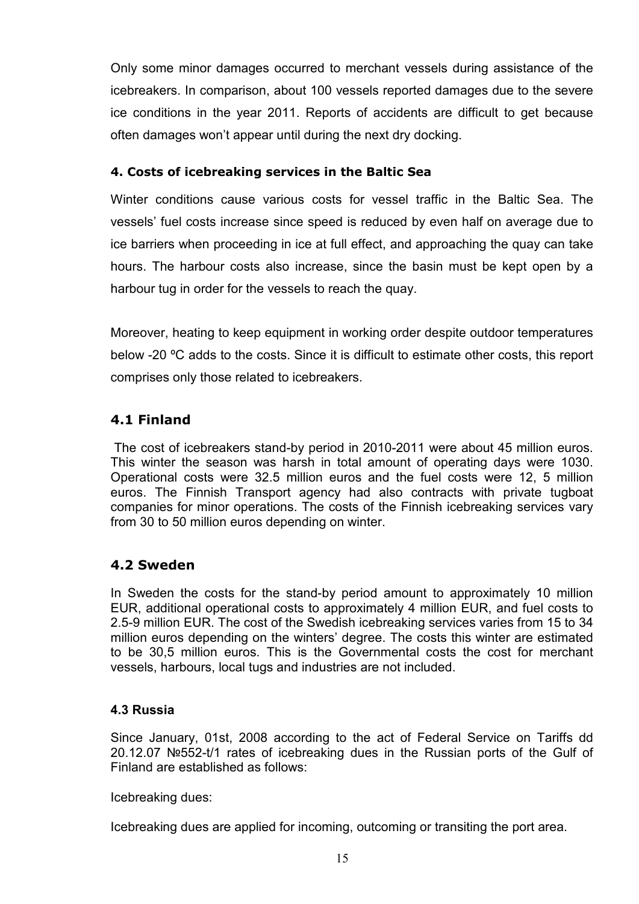Only some minor damages occurred to merchant vessels during assistance of the icebreakers. In comparison, about 100 vessels reported damages due to the severe ice conditions in the year 2011. Reports of accidents are difficult to get because often damages won't appear until during the next dry docking.

#### 4. Costs of icebreaking services in the Baltic Sea

Winter conditions cause various costs for vessel traffic in the Baltic Sea. The vessels' fuel costs increase since speed is reduced by even half on average due to ice barriers when proceeding in ice at full effect, and approaching the quay can take hours. The harbour costs also increase, since the basin must be kept open by a harbour tug in order for the vessels to reach the quay.

Moreover, heating to keep equipment in working order despite outdoor temperatures below -20 ºC adds to the costs. Since it is difficult to estimate other costs, this report comprises only those related to icebreakers.

### 4.1 Finland

The cost of icebreakers stand-by period in 2010-2011 were about 45 million euros. This winter the season was harsh in total amount of operating days were 1030. Operational costs were 32.5 million euros and the fuel costs were 12, 5 million euros. The Finnish Transport agency had also contracts with private tugboat companies for minor operations. The costs of the Finnish icebreaking services vary from 30 to 50 million euros depending on winter.

### 4.2 Sweden

In Sweden the costs for the stand-by period amount to approximately 10 million EUR, additional operational costs to approximately 4 million EUR, and fuel costs to 2.5-9 million EUR. The cost of the Swedish icebreaking services varies from 15 to 34 million euros depending on the winters' degree. The costs this winter are estimated to be 30,5 million euros. This is the Governmental costs the cost for merchant vessels, harbours, local tugs and industries are not included.

#### 4.3 Russia

Since January, 01st, 2008 according to the act of Federal Service on Tariffs dd 20.12.07 №552-t/1 rates of icebreaking dues in the Russian ports of the Gulf of Finland are established as follows:

Icebreaking dues:

Icebreaking dues are applied for incoming, outcoming or transiting the port area.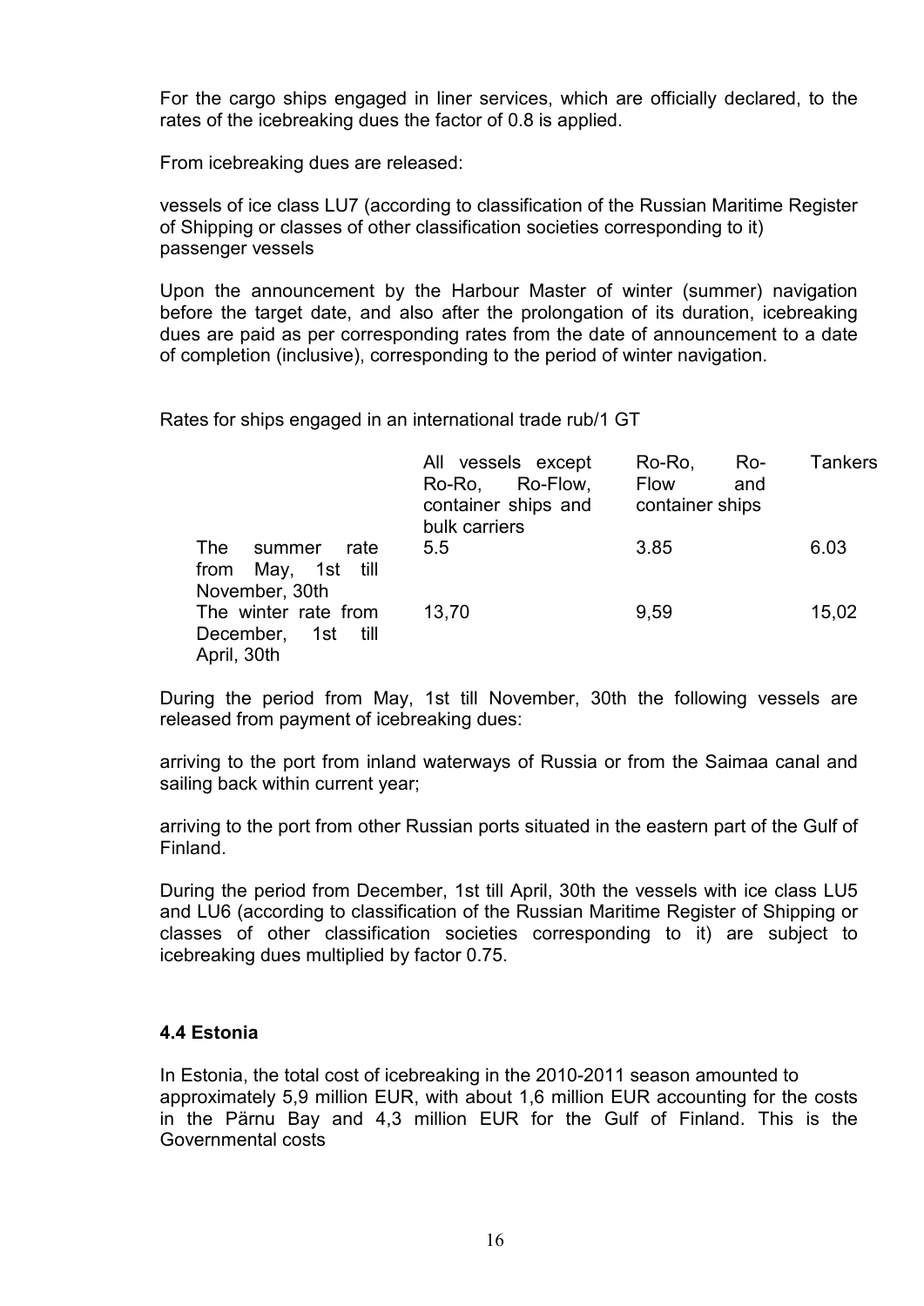For the cargo ships engaged in liner services, which are officially declared, to the rates of the icebreaking dues the factor of 0.8 is applied.

From icebreaking dues are released:

vessels of ice class LU7 (according to classification of the Russian Maritime Register of Shipping or classes of other classification societies corresponding to it)
passenger vessels

Upon the announcement by the Harbour Master of winter (summer) navigation before the target date, and also after the prolongation of its duration, icebreaking dues are paid as per corresponding rates from the date of announcement to a date of completion (inclusive), corresponding to the period of winter navigation.

Rates for ships engaged in an international trade rub/1 GT

| | All vessels except Ro-Ro, Ro-Flow, container ships and bulk carriers | Ro-Ro, Ro-Flow and container ships | Tankers |
|---|---|---|---|
| The summer rate from May, 1st till November, 30th | 5.5 | 3.85 | 6.03 |
| The winter rate from December, 1st till April, 30th | 13,70 | 9,59 | 15,02 |

During the period from May, 1st till November, 30th the following vessels are released from payment of icebreaking dues:

arriving to the port from inland waterways of Russia or from the Saimaa canal and sailing back within current year;

arriving to the port from other Russian ports situated in the eastern part of the Gulf of Finland.

During the period from December, 1st till April, 30th the vessels with ice class LU5 and LU6 (according to classification of the Russian Maritime Register of Shipping or classes of other classification societies corresponding to it) are subject to icebreaking dues multiplied by factor 0.75.

### 4.4 Estonia

In Estonia, the total cost of icebreaking in the 2010-2011 season amounted to approximately 5,9 million EUR, with about 1,6 million EUR accounting for the costs in the Pärnu Bay and 4,3 million EUR for the Gulf of Finland. This is the Governmental costs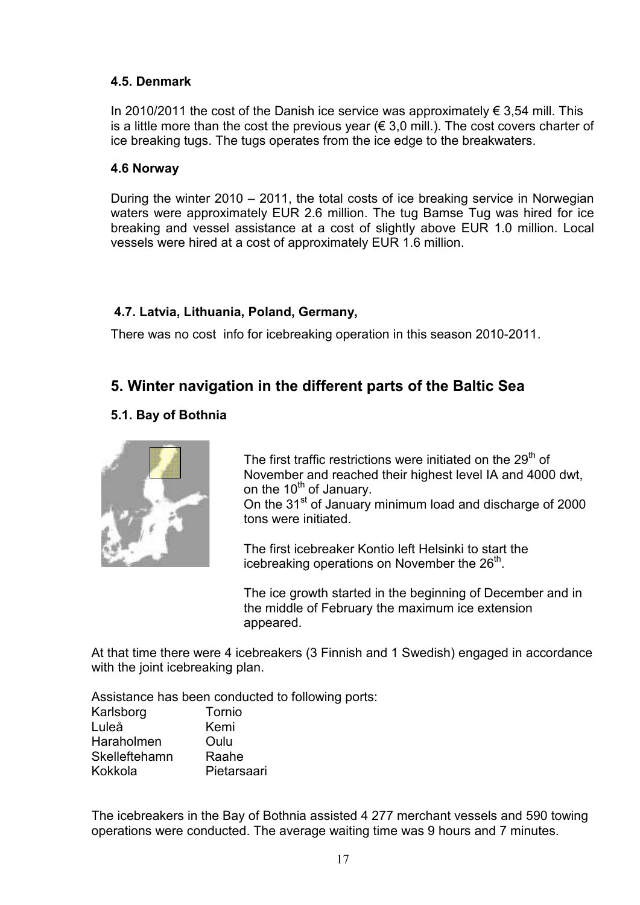### 4.5. Denmark

In 2010/2011 the cost of the Danish ice service was approximately € 3,54 mill. This is a little more than the cost the previous year (€ 3,0 mill.). The cost covers charter of ice breaking tugs. The tugs operates from the ice edge to the breakwaters.

### 4.6 Norway

During the winter 2010 – 2011, the total costs of ice breaking service in Norwegian waters were approximately EUR 2.6 million. The tug Bamse Tug was hired for ice breaking and vessel assistance at a cost of slightly above EUR 1.0 million. Local vessels were hired at a cost of approximately EUR 1.6 million.

### 4.7. Latvia, Lithuania, Poland, Germany,

There was no cost info for icebreaking operation in this season 2010-2011.

## 5. Winter navigation in the different parts of the Baltic Sea

### 5.1. Bay of Bothnia

The first traffic restrictions were initiated on the 29th of November and reached their highest level IA and 4000 dwt, on the 10th of January.
On the 31st of January minimum load and discharge of 2000 tons were initiated.

The first icebreaker Kontio left Helsinki to start the icebreaking operations on November the 26th.

The ice growth started in the beginning of December and in the middle of February the maximum ice extension appeared.

At that time there were 4 icebreakers (3 Finnish and 1 Swedish) engaged in accordance with the joint icebreaking plan.

Assistance has been conducted to following ports:

| | |
|---|---|
| Karlsborg | Tornio |
| Luleå | Kemi |
| Haraholmen | Oulu |
| Skelleftehamn | Raahe |
| Kokkola | Pietarsaari |

The icebreakers in the Bay of Bothnia assisted 4 277 merchant vessels and 590 towing operations were conducted. The average waiting time was 9 hours and 7 minutes.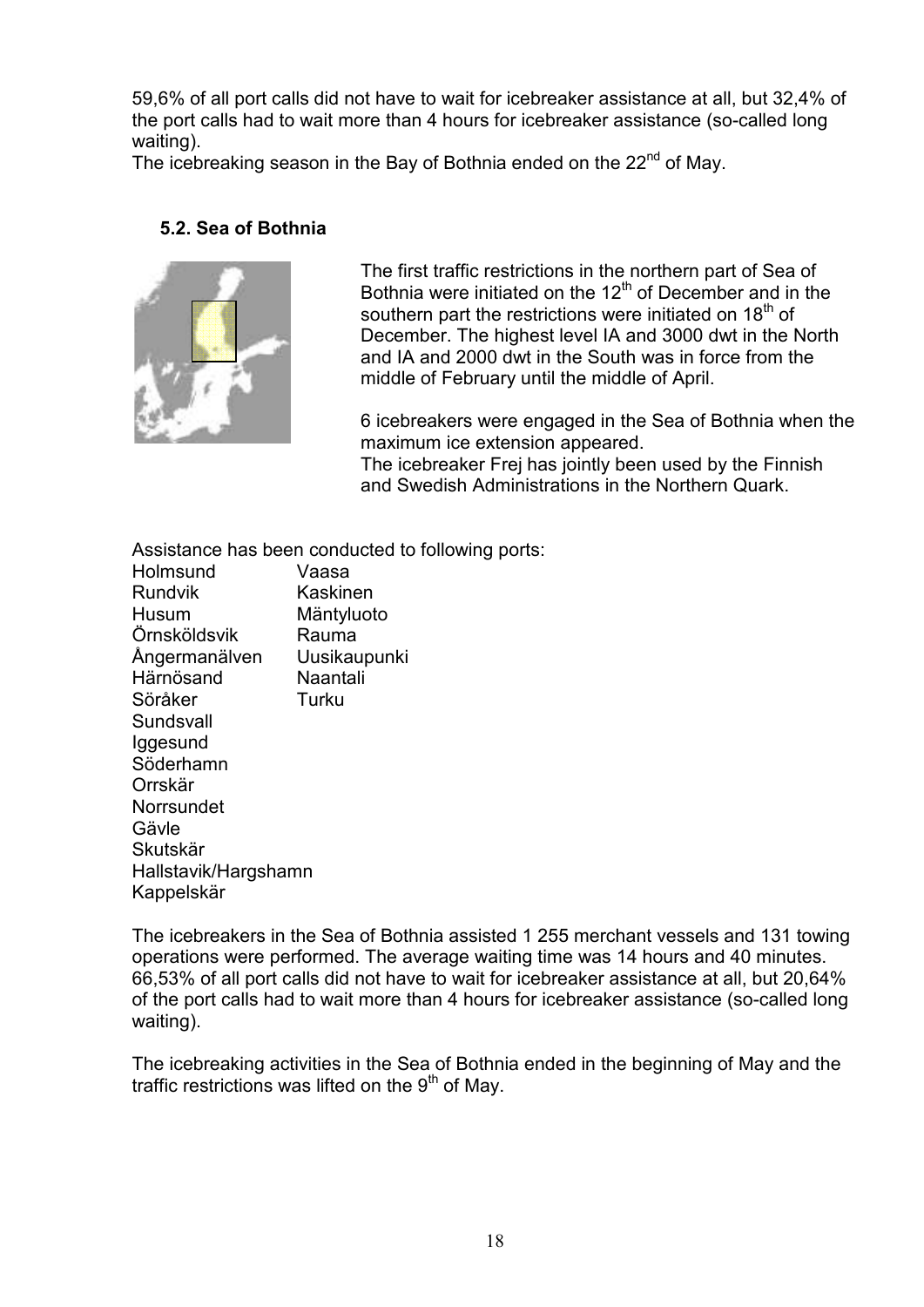59,6% of all port calls did not have to wait for icebreaker assistance at all, but 32,4% of the port calls had to wait more than 4 hours for icebreaker assistance (so-called long waiting).
The icebreaking season in the Bay of Bothnia ended on the 22nd of May.

### 5.2. Sea of Bothnia

The first traffic restrictions in the northern part of Sea of Bothnia were initiated on the 12th of December and in the southern part the restrictions were initiated on 18th of December. The highest level IA and 3000 dwt in the North and IA and 2000 dwt in the South was in force from the middle of February until the middle of April.

6 icebreakers were engaged in the Sea of Bothnia when the maximum ice extension appeared.
The icebreaker Frej has jointly been used by the Finnish and Swedish Administrations in the Northern Quark.

Assistance has been conducted to following ports:

| | |
|---|---|
| Holmsund | Vaasa |
| Rundvik | Kaskinen |
| Husum | Mäntyluoto |
| Örnsköldsvik | Rauma |
| Ångermanälven | Uusikaupunki |
| Härnösand | Naantali |
| Söråker | Turku |
| Sundsvall | |
| Iggesund | |
| Söderhamn | |
| Orrskär | |
| Norrsundet | |
| Gävle | |
| Skutskär | |
| Hallstavik/Hargshamn | |
| Kappelskär | |

The icebreakers in the Sea of Bothnia assisted 1 255 merchant vessels and 131 towing operations were performed. The average waiting time was 14 hours and 40 minutes. 66,53% of all port calls did not have to wait for icebreaker assistance at all, but 20,64% of the port calls had to wait more than 4 hours for icebreaker assistance (so-called long waiting).

The icebreaking activities in the Sea of Bothnia ended in the beginning of May and the traffic restrictions was lifted on the 9th of May.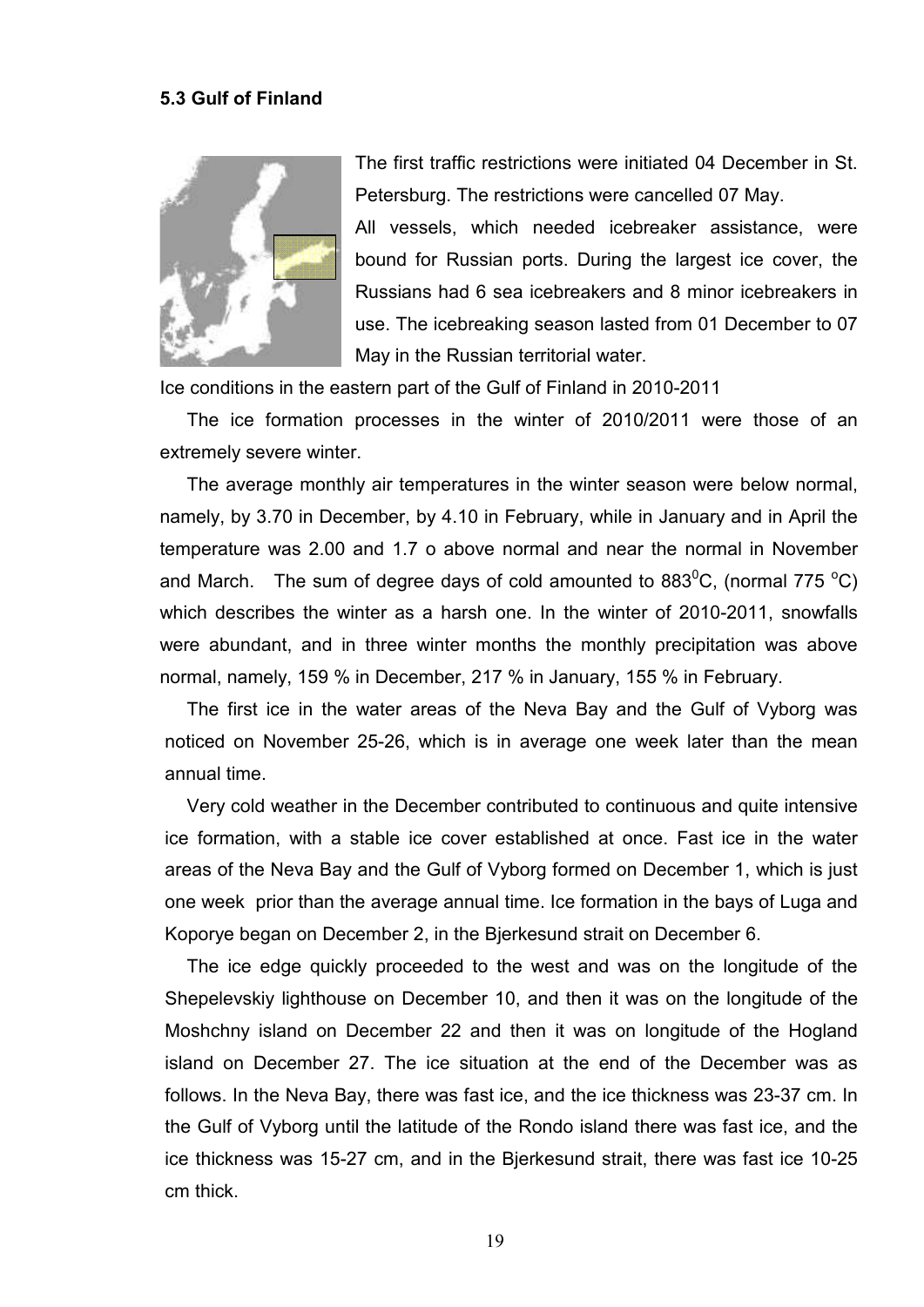## 5.3 Gulf of Finland

The first traffic restrictions were initiated 04 December in St. Petersburg. The restrictions were cancelled 07 May.

All vessels, which needed icebreaker assistance, were bound for Russian ports. During the largest ice cover, the Russians had 6 sea icebreakers and 8 minor icebreakers in use. The icebreaking season lasted from 01 December to 07 May in the Russian territorial water.

Ice conditions in the eastern part of the Gulf of Finland in 2010-2011

The ice formation processes in the winter of 2010/2011 were those of an extremely severe winter.

The average monthly air temperatures in the winter season were below normal, namely, by 3.70 in December, by 4.10 in February, while in January and in April the temperature was 2.00 and 1.7 o above normal and near the normal in November and March. The sum of degree days of cold amounted to 883$^0$C, (normal 775 $^o$C) which describes the winter as a harsh one. In the winter of 2010-2011, snowfalls were abundant, and in three winter months the monthly precipitation was above normal, namely, 159 % in December, 217 % in January, 155 % in February.

The first ice in the water areas of the Neva Bay and the Gulf of Vyborg was noticed on November 25-26, which is in average one week later than the mean annual time.

Very cold weather in the December contributed to continuous and quite intensive ice formation, with a stable ice cover established at once. Fast ice in the water areas of the Neva Bay and the Gulf of Vyborg formed on December 1, which is just one week prior than the average annual time. Ice formation in the bays of Luga and Koporye began on December 2, in the Bjerkesund strait on December 6.

The ice edge quickly proceeded to the west and was on the longitude of the Shepelevskiy lighthouse on December 10, and then it was on the longitude of the Moshchny island on December 22 and then it was on longitude of the Hogland island on December 27. The ice situation at the end of the December was as follows. In the Neva Bay, there was fast ice, and the ice thickness was 23-37 cm. In the Gulf of Vyborg until the latitude of the Rondo island there was fast ice, and the ice thickness was 15-27 cm, and in the Bjerkesund strait, there was fast ice 10-25 cm thick.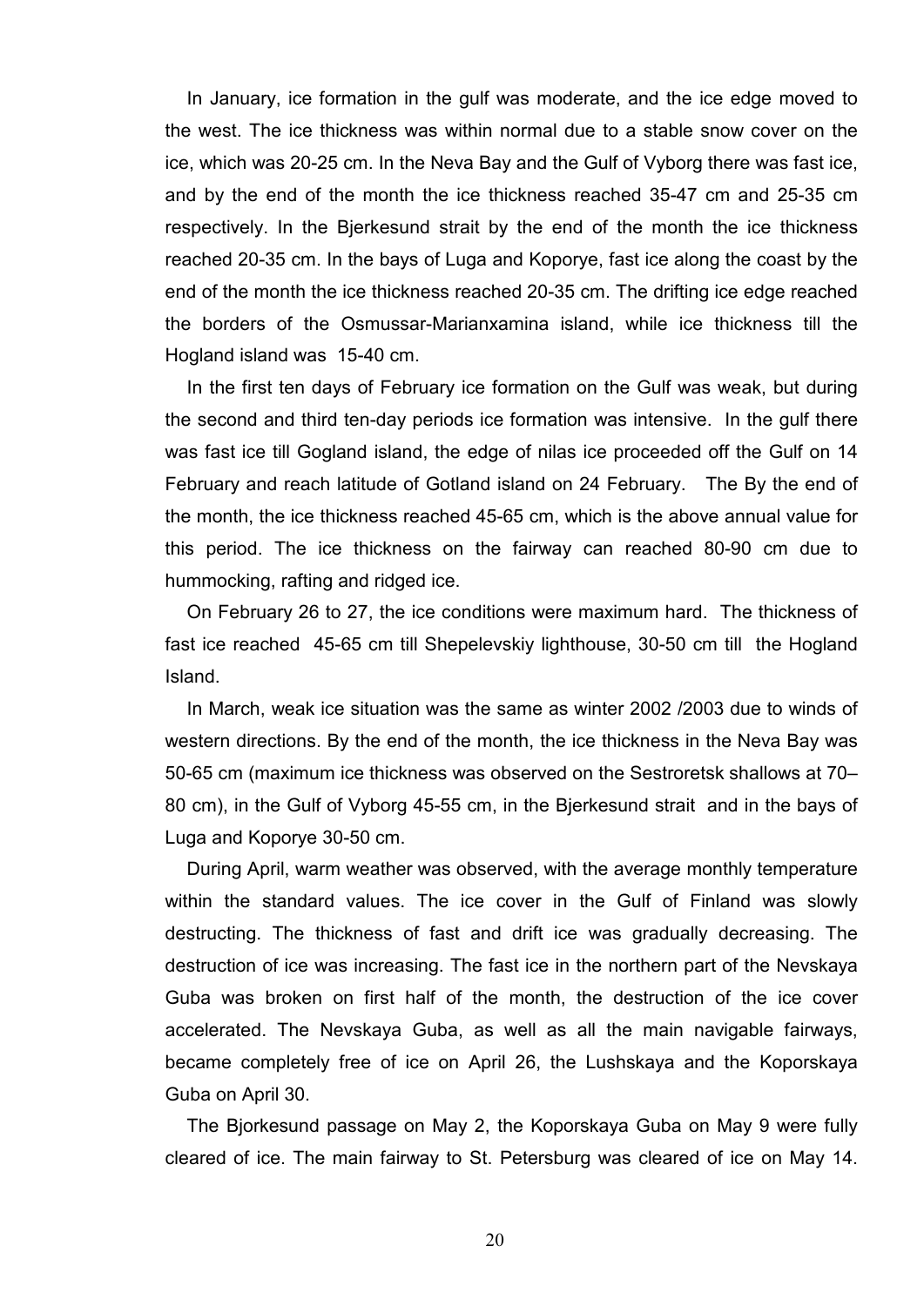In January, ice formation in the gulf was moderate, and the ice edge moved to the west. The ice thickness was within normal due to a stable snow cover on the ice, which was 20-25 cm. In the Neva Bay and the Gulf of Vyborg there was fast ice, and by the end of the month the ice thickness reached 35-47 cm and 25-35 cm respectively. In the Bjerkesund strait by the end of the month the ice thickness reached 20-35 cm. In the bays of Luga and Koporye, fast ice along the coast by the end of the month the ice thickness reached 20-35 cm. The drifting ice edge reached the borders of the Osmussar-Marianxamina island, while ice thickness till the Hogland island was 15-40 cm.

In the first ten days of February ice formation on the Gulf was weak, but during the second and third ten-day periods ice formation was intensive. In the gulf there was fast ice till Gogland island, the edge of nilas ice proceeded off the Gulf on 14 February and reach latitude of Gotland island on 24 February. The By the end of the month, the ice thickness reached 45-65 cm, which is the above annual value for this period. The ice thickness on the fairway can reached 80-90 cm due to hummocking, rafting and ridged ice.

On February 26 to 27, the ice conditions were maximum hard. The thickness of fast ice reached 45-65 cm till Shepelevskiy lighthouse, 30-50 cm till the Hogland Island.

In March, weak ice situation was the same as winter 2002 /2003 due to winds of western directions. By the end of the month, the ice thickness in the Neva Bay was 50-65 cm (maximum ice thickness was observed on the Sestroretsk shallows at 70–80 cm), in the Gulf of Vyborg 45-55 cm, in the Bjerkesund strait and in the bays of Luga and Koporye 30-50 cm.

During April, warm weather was observed, with the average monthly temperature within the standard values. The ice cover in the Gulf of Finland was slowly destructing. The thickness of fast and drift ice was gradually decreasing. The destruction of ice was increasing. The fast ice in the northern part of the Nevskaya Guba was broken on first half of the month, the destruction of the ice cover accelerated. The Nevskaya Guba, as well as all the main navigable fairways, became completely free of ice on April 26, the Lushskaya and the Koporskaya Guba on April 30.

The Bjorkesund passage on May 2, the Koporskaya Guba on May 9 were fully cleared of ice. The main fairway to St. Petersburg was cleared of ice on May 14.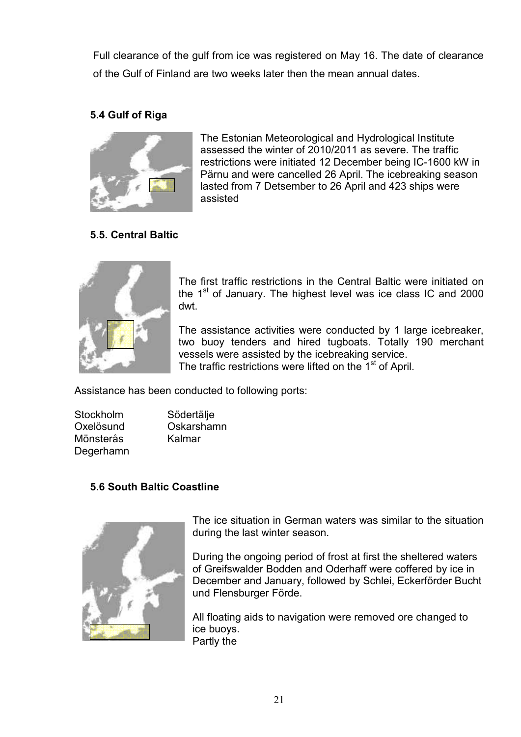Full clearance of the gulf from ice was registered on May 16. The date of clearance of the Gulf of Finland are two weeks later then the mean annual dates.

### 5.4 Gulf of Riga

The Estonian Meteorological and Hydrological Institute assessed the winter of 2010/2011 as severe. The traffic restrictions were initiated 12 December being IC-1600 kW in Pärnu and were cancelled 26 April. The icebreaking season lasted from 7 Detsember to 26 April and 423 ships were assisted

### 5.5. Central Baltic

The first traffic restrictions in the Central Baltic were initiated on the 1st of January. The highest level was ice class IC and 2000 dwt.

The assistance activities were conducted by 1 large icebreaker, two buoy tenders and hired tugboats. Totally 190 merchant vessels were assisted by the icebreaking service.
The traffic restrictions were lifted on the 1st of April.

Assistance has been conducted to following ports:

| | |
|---|---|
| Stockholm | Södertälje |
| Oxelösund | Oskarshamn |
| Mönsterås | Kalmar |
| Degerhamn | |

### 5.6 South Baltic Coastline

The ice situation in German waters was similar to the situation during the last winter season.

During the ongoing period of frost at first the sheltered waters of Greifswalder Bodden and Oderhaff were coffered by ice in December and January, followed by Schlei, Eckerförder Bucht und Flensburger Förde.

All floating aids to navigation were removed ore changed to ice buoys.
Partly the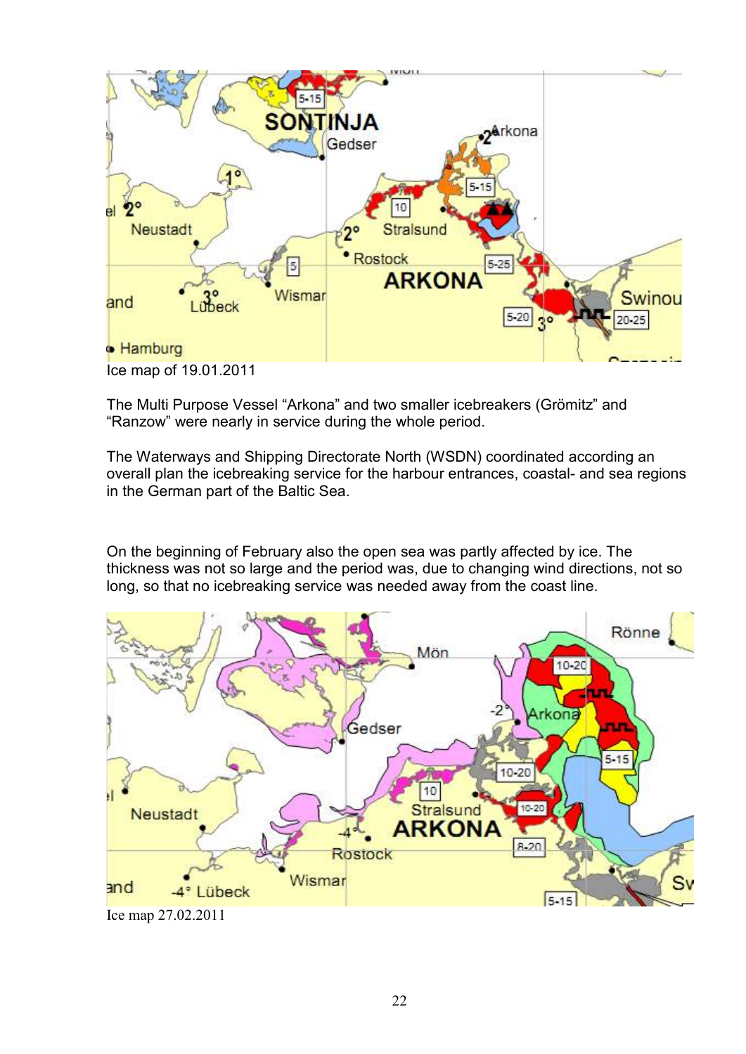Ice map of 19.01.2011

The Multi Purpose Vessel “Arkona” and two smaller icebreakers (Grömitz” and “Ranzow” were nearly in service during the whole period.

The Waterways and Shipping Directorate North (WSDN) coordinated according an overall plan the icebreaking service for the harbour entrances, coastal- and sea regions in the German part of the Baltic Sea.

On the beginning of February also the open sea was partly affected by ice. The thickness was not so large and the period was, due to changing wind directions, not so long, so that no icebreaking service was needed away from the coast line.

Ice map 27.02.2011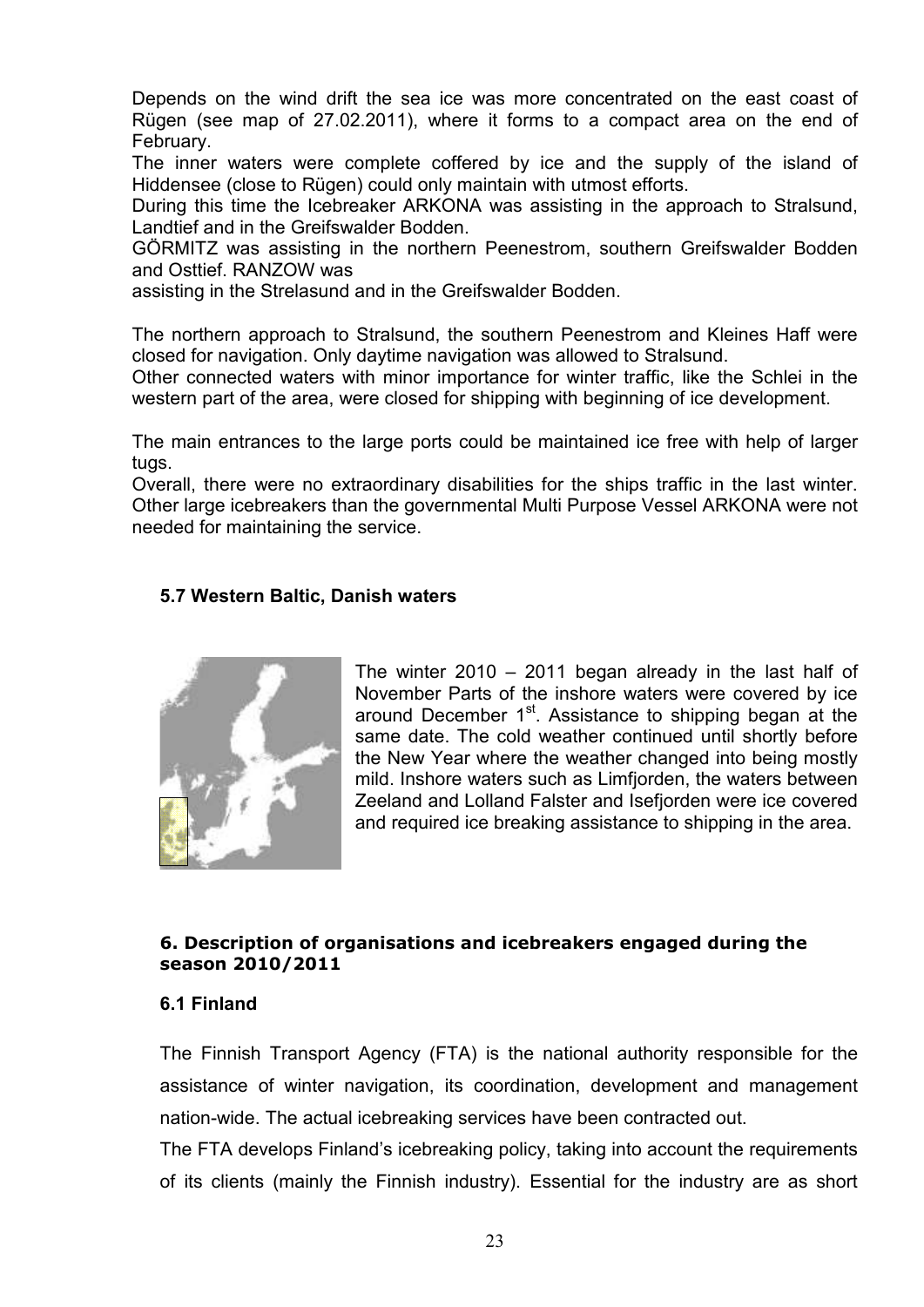Depends on the wind drift the sea ice was more concentrated on the east coast of Rügen (see map of 27.02.2011), where it forms to a compact area on the end of February.

The inner waters were complete coffered by ice and the supply of the island of Hiddensee (close to Rügen) could only maintain with utmost efforts.

During this time the Icebreaker ARKONA was assisting in the approach to Stralsund, Landtief and in the Greifswalder Bodden.

GÖRMITZ was assisting in the northern Peenestrom, southern Greifswalder Bodden and Osttief. RANZOW was assisting in the Strelasund and in the Greifswalder Bodden.

The northern approach to Stralsund, the southern Peenestrom and Kleines Haff were closed for navigation. Only daytime navigation was allowed to Stralsund.

Other connected waters with minor importance for winter traffic, like the Schlei in the western part of the area, were closed for shipping with beginning of ice development.

The main entrances to the large ports could be maintained ice free with help of larger tugs.

Overall, there were no extraordinary disabilities for the ships traffic in the last winter. Other large icebreakers than the governmental Multi Purpose Vessel ARKONA were not needed for maintaining the service.

### 5.7 Western Baltic, Danish waters

The winter 2010 – 2011 began already in the last half of November Parts of the inshore waters were covered by ice around December 1st. Assistance to shipping began at the same date. The cold weather continued until shortly before the New Year where the weather changed into being mostly mild. Inshore waters such as Limfjorden, the waters between Zeeland and Lolland Falster and Isefjorden were ice covered and required ice breaking assistance to shipping in the area.

## 6. Description of organisations and icebreakers engaged during the season 2010/2011

### 6.1 Finland

The Finnish Transport Agency (FTA) is the national authority responsible for the assistance of winter navigation, its coordination, development and management nation-wide. The actual icebreaking services have been contracted out.

The FTA develops Finland's icebreaking policy, taking into account the requirements of its clients (mainly the Finnish industry). Essential for the industry are as short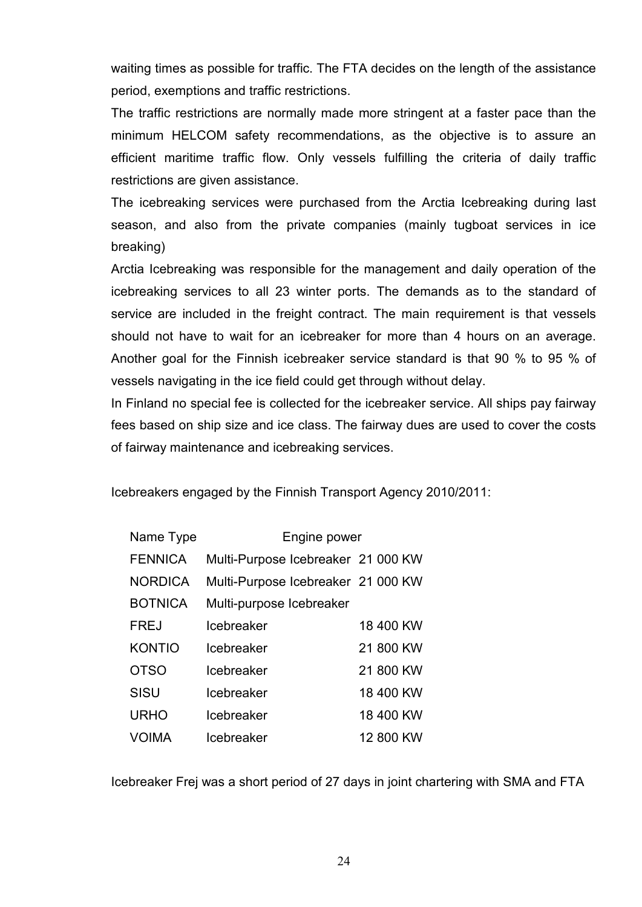waiting times as possible for traffic. The FTA decides on the length of the assistance period, exemptions and traffic restrictions.

The traffic restrictions are normally made more stringent at a faster pace than the minimum HELCOM safety recommendations, as the objective is to assure an efficient maritime traffic flow. Only vessels fulfilling the criteria of daily traffic restrictions are given assistance.

The icebreaking services were purchased from the Arctia Icebreaking during last season, and also from the private companies (mainly tugboat services in ice breaking)

Arctia Icebreaking was responsible for the management and daily operation of the icebreaking services to all 23 winter ports. The demands as to the standard of service are included in the freight contract. The main requirement is that vessels should not have to wait for an icebreaker for more than 4 hours on an average. Another goal for the Finnish icebreaker service standard is that 90 % to 95 % of vessels navigating in the ice field could get through without delay.

In Finland no special fee is collected for the icebreaker service. All ships pay fairway fees based on ship size and ice class. The fairway dues are used to cover the costs of fairway maintenance and icebreaking services.

Icebreakers engaged by the Finnish Transport Agency 2010/2011:

| Name | Type | Engine power |
|---|---|---|
| FENNICA | Multi-Purpose Icebreaker | 21 000 KW |
| NORDICA | Multi-Purpose Icebreaker | 21 000 KW |
| BOTNICA | Multi-purpose Icebreaker | |
| FREJ | Icebreaker | 18 400 KW |
| KONTIO | Icebreaker | 21 800 KW |
| OTSO | Icebreaker | 21 800 KW |
| SISU | Icebreaker | 18 400 KW |
| URHO | Icebreaker | 18 400 KW |
| VOIMA | Icebreaker | 12 800 KW |

Icebreaker Frej was a short period of 27 days in joint chartering with SMA and FTA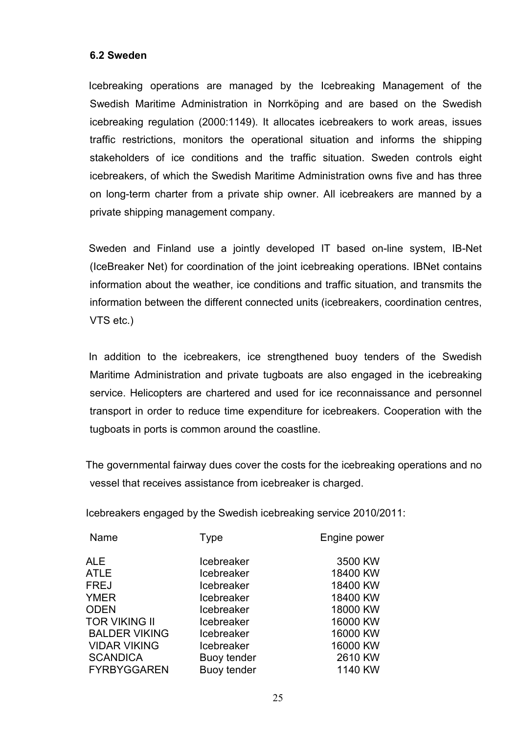### 6.2 Sweden

Icebreaking operations are managed by the Icebreaking Management of the Swedish Maritime Administration in Norrköping and are based on the Swedish icebreaking regulation (2000:1149). It allocates icebreakers to work areas, issues traffic restrictions, monitors the operational situation and informs the shipping stakeholders of ice conditions and the traffic situation. Sweden controls eight icebreakers, of which the Swedish Maritime Administration owns five and has three on long-term charter from a private ship owner. All icebreakers are manned by a private shipping management company.

Sweden and Finland use a jointly developed IT based on-line system, IB-Net (IceBreaker Net) for coordination of the joint icebreaking operations. IBNet contains information about the weather, ice conditions and traffic situation, and transmits the information between the different connected units (icebreakers, coordination centres, VTS etc.)

In addition to the icebreakers, ice strengthened buoy tenders of the Swedish Maritime Administration and private tugboats are also engaged in the icebreaking service. Helicopters are chartered and used for ice reconnaissance and personnel transport in order to reduce time expenditure for icebreakers. Cooperation with the tugboats in ports is common around the coastline.

The governmental fairway dues cover the costs for the icebreaking operations and no vessel that receives assistance from icebreaker is charged.

Icebreakers engaged by the Swedish icebreaking service 2010/2011:

| Name | Type | Engine power |
|---|---|---|
| ALE | Icebreaker | 3500 KW |
| ATLE | Icebreaker | 18400 KW |
| FREJ | Icebreaker | 18400 KW |
| YMER | Icebreaker | 18400 KW |
| ODEN | Icebreaker | 18000 KW |
| TOR VIKING II | Icebreaker | 16000 KW |
| BALDER VIKING | Icebreaker | 16000 KW |
| VIDAR VIKING | Icebreaker | 16000 KW |
| SCANDICA | Buoy tender | 2610 KW |
| FYRBYGGAREN | Buoy tender | 1140 KW |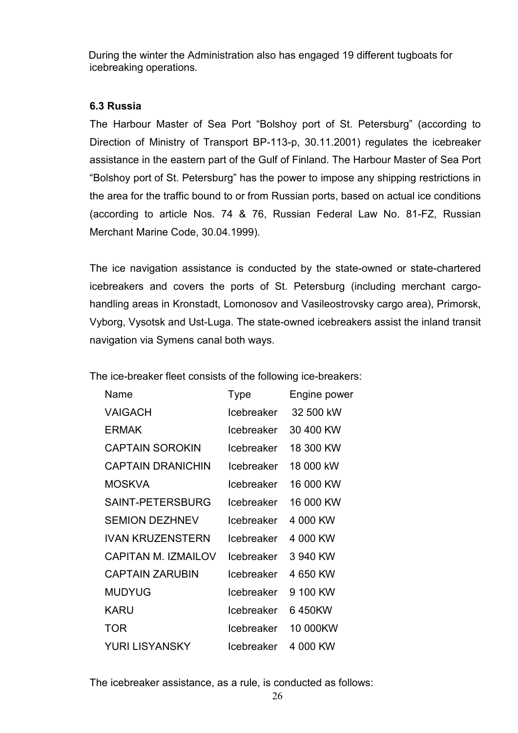During the winter the Administration also has engaged 19 different tugboats for icebreaking operations.

### 6.3 Russia

The Harbour Master of Sea Port "Bolshoy port of St. Petersburg" (according to Direction of Ministry of Transport BP-113-p, 30.11.2001) regulates the icebreaker assistance in the eastern part of the Gulf of Finland. The Harbour Master of Sea Port "Bolshoy port of St. Petersburg" has the power to impose any shipping restrictions in the area for the traffic bound to or from Russian ports, based on actual ice conditions (according to article Nos. 74 & 76, Russian Federal Law No. 81-FZ, Russian Merchant Marine Code, 30.04.1999).

The ice navigation assistance is conducted by the state-owned or state-chartered icebreakers and covers the ports of St. Petersburg (including merchant cargo-handling areas in Kronstadt, Lomonosov and Vasileostrovsky cargo area), Primorsk, Vyborg, Vysotsk and Ust-Luga. The state-owned icebreakers assist the inland transit navigation via Symens canal both ways.

The ice-breaker fleet consists of the following ice-breakers:

| Name | Type | Engine power |
|---|---|---|
| VAIGACH | Icebreaker | 32 500 kW |
| ERMAK | Icebreaker | 30 400 KW |
| CAPTAIN SOROKIN | Icebreaker | 18 300 KW |
| CAPTAIN DRANICHIN | Icebreaker | 18 000 kW |
| MOSKVA | Icebreaker | 16 000 KW |
| SAINT-PETERSBURG | Icebreaker | 16 000 KW |
| SEMION DEZHNEV | Icebreaker | 4 000 KW |
| IVAN KRUZENSTERN | Icebreaker | 4 000 KW |
| CAPITAN M. IZMAILOV | Icebreaker | 3 940 KW |
| CAPTAIN ZARUBIN | Icebreaker | 4 650 KW |
| MUDYUG | Icebreaker | 9 100 KW |
| KARU | Icebreaker | 6 450KW |
| TOR | Icebreaker | 10 000KW |
| YURI LISYANSKY | Icebreaker | 4 000 KW |

The icebreaker assistance, as a rule, is conducted as follows: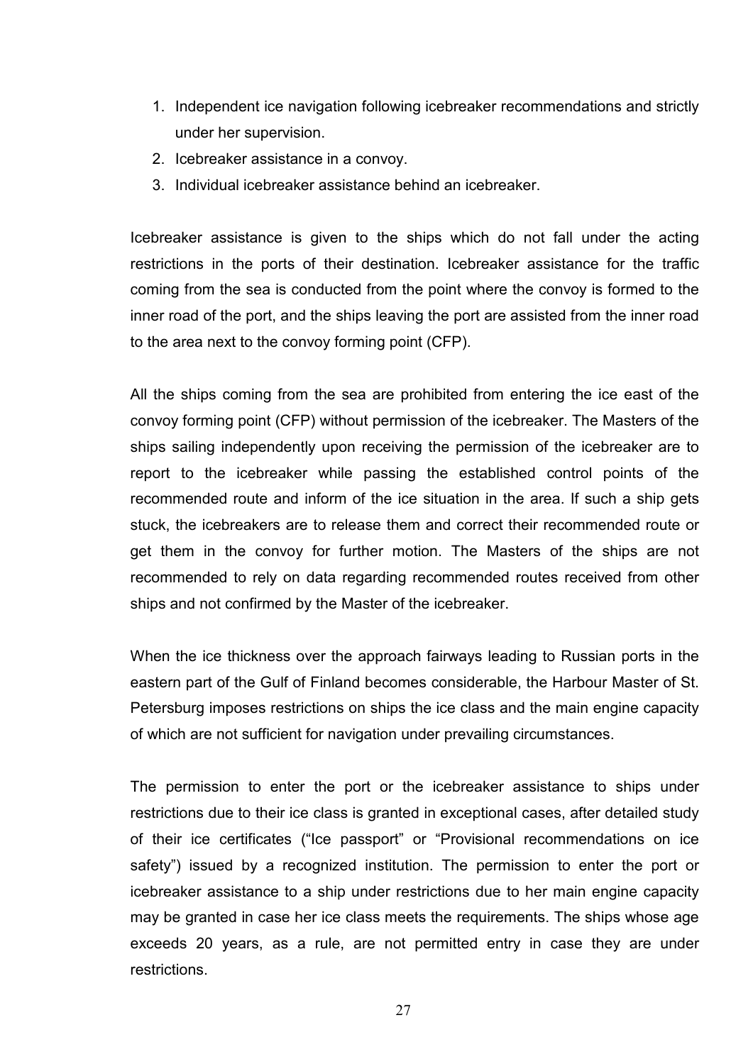1. Independent ice navigation following icebreaker recommendations and strictly under her supervision.
2. Icebreaker assistance in a convoy.
3. Individual icebreaker assistance behind an icebreaker.

Icebreaker assistance is given to the ships which do not fall under the acting restrictions in the ports of their destination. Icebreaker assistance for the traffic coming from the sea is conducted from the point where the convoy is formed to the inner road of the port, and the ships leaving the port are assisted from the inner road to the area next to the convoy forming point (CFP).

All the ships coming from the sea are prohibited from entering the ice east of the convoy forming point (CFP) without permission of the icebreaker. The Masters of the ships sailing independently upon receiving the permission of the icebreaker are to report to the icebreaker while passing the established control points of the recommended route and inform of the ice situation in the area. If such a ship gets stuck, the icebreakers are to release them and correct their recommended route or get them in the convoy for further motion. The Masters of the ships are not recommended to rely on data regarding recommended routes received from other ships and not confirmed by the Master of the icebreaker.

When the ice thickness over the approach fairways leading to Russian ports in the eastern part of the Gulf of Finland becomes considerable, the Harbour Master of St. Petersburg imposes restrictions on ships the ice class and the main engine capacity of which are not sufficient for navigation under prevailing circumstances.

The permission to enter the port or the icebreaker assistance to ships under restrictions due to their ice class is granted in exceptional cases, after detailed study of their ice certificates ("Ice passport" or "Provisional recommendations on ice safety") issued by a recognized institution. The permission to enter the port or icebreaker assistance to a ship under restrictions due to her main engine capacity may be granted in case her ice class meets the requirements. The ships whose age exceeds 20 years, as a rule, are not permitted entry in case they are under restrictions.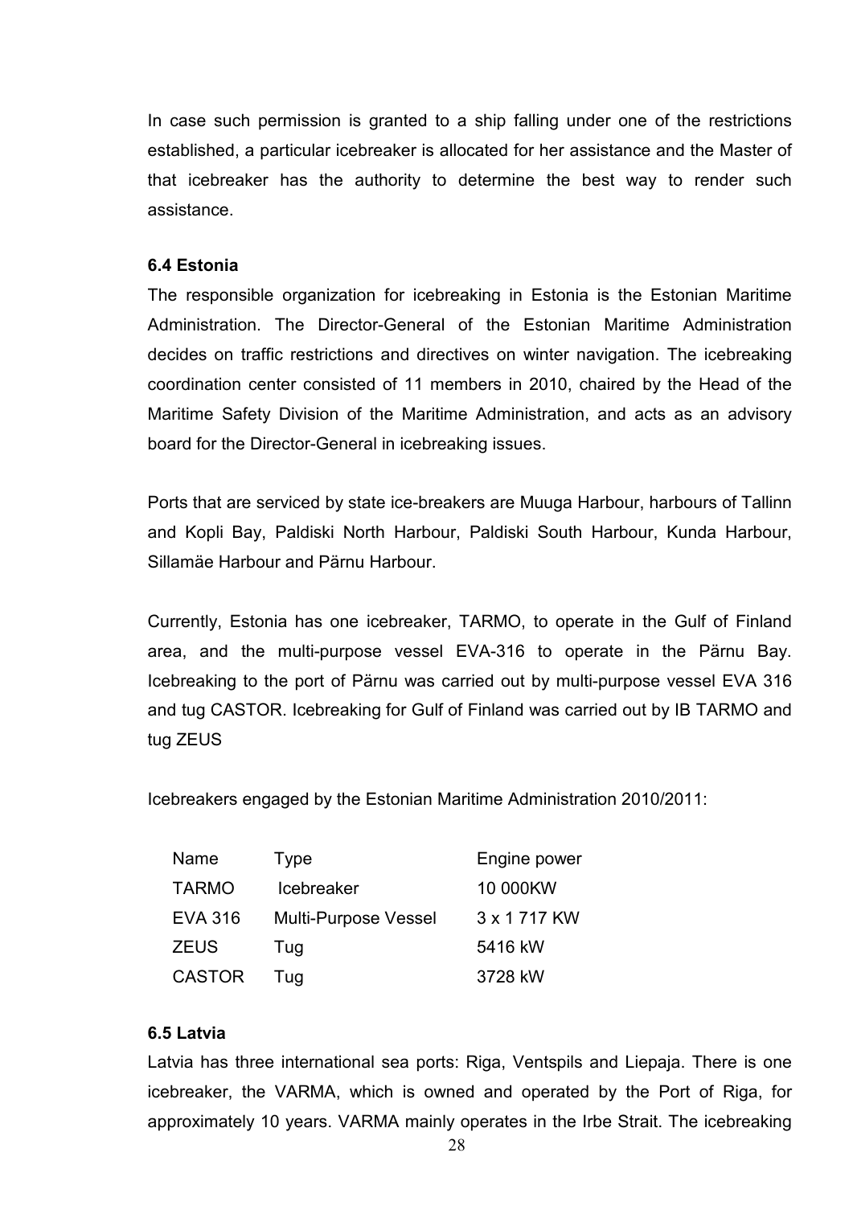In case such permission is granted to a ship falling under one of the restrictions established, a particular icebreaker is allocated for her assistance and the Master of that icebreaker has the authority to determine the best way to render such assistance.

### 6.4 Estonia

The responsible organization for icebreaking in Estonia is the Estonian Maritime Administration. The Director-General of the Estonian Maritime Administration decides on traffic restrictions and directives on winter navigation. The icebreaking coordination center consisted of 11 members in 2010, chaired by the Head of the Maritime Safety Division of the Maritime Administration, and acts as an advisory board for the Director-General in icebreaking issues.

Ports that are serviced by state ice-breakers are Muuga Harbour, harbours of Tallinn and Kopli Bay, Paldiski North Harbour, Paldiski South Harbour, Kunda Harbour, Sillamäe Harbour and Pärnu Harbour.

Currently, Estonia has one icebreaker, TARMO, to operate in the Gulf of Finland area, and the multi-purpose vessel EVA-316 to operate in the Pärnu Bay. Icebreaking to the port of Pärnu was carried out by multi-purpose vessel EVA 316 and tug CASTOR. Icebreaking for Gulf of Finland was carried out by IB TARMO and tug ZEUS

Icebreakers engaged by the Estonian Maritime Administration 2010/2011:

| Name | Type | Engine power |
|---|---|---|
| TARMO | Icebreaker | 10 000KW |
| EVA 316 | Multi-Purpose Vessel | 3 x 1 717 KW |
| ZEUS | Tug | 5416 kW |
| CASTOR | Tug | 3728 kW |

### 6.5 Latvia

Latvia has three international sea ports: Riga, Ventspils and Liepaja. There is one icebreaker, the VARMA, which is owned and operated by the Port of Riga, for approximately 10 years. VARMA mainly operates in the Irbe Strait. The icebreaking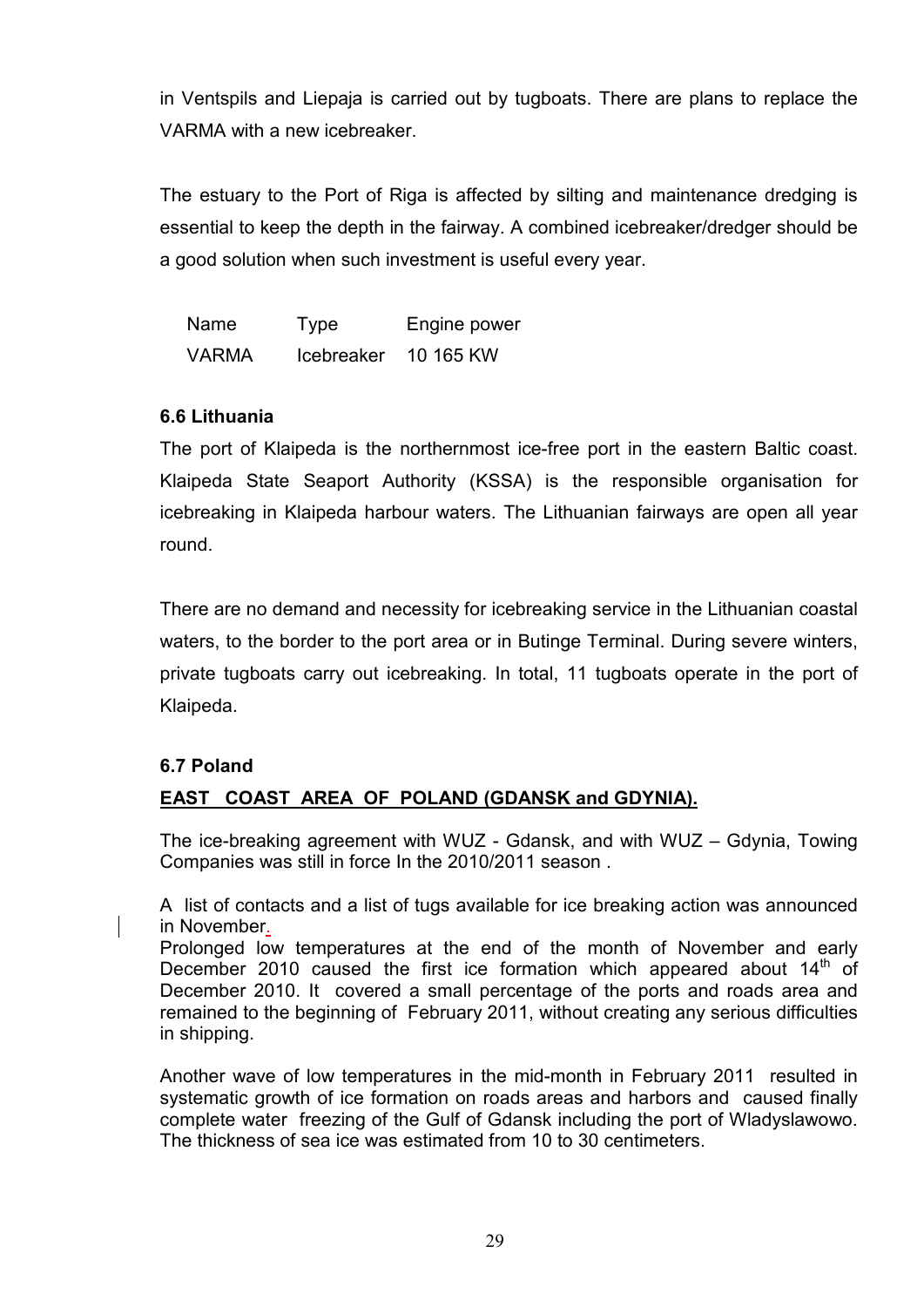in Ventspils and Liepaja is carried out by tugboats. There are plans to replace the VARMA with a new icebreaker.

The estuary to the Port of Riga is affected by silting and maintenance dredging is essential to keep the depth in the fairway. A combined icebreaker/dredger should be a good solution when such investment is useful every year.

| Name | Type | Engine power |
|---|---|---|
| VARMA | Icebreaker | 10 165 KW |

### 6.6 Lithuania

The port of Klaipeda is the northernmost ice-free port in the eastern Baltic coast. Klaipeda State Seaport Authority (KSSA) is the responsible organisation for icebreaking in Klaipeda harbour waters. The Lithuanian fairways are open all year round.

There are no demand and necessity for icebreaking service in the Lithuanian coastal waters, to the border to the port area or in Butinge Terminal. During severe winters, private tugboats carry out icebreaking. In total, 11 tugboats operate in the port of Klaipeda.

### 6.7 Poland

**EAST COAST AREA OF POLAND (GDANSK and GDYNIA).**

The ice-breaking agreement with WUZ - Gdansk, and with WUZ – Gdynia, Towing Companies was still in force In the 2010/2011 season .

A list of contacts and a list of tugs available for ice breaking action was announced in November.
Prolonged low temperatures at the end of the month of November and early December 2010 caused the first ice formation which appeared about 14th of December 2010. It covered a small percentage of the ports and roads area and remained to the beginning of February 2011, without creating any serious difficulties in shipping.

Another wave of low temperatures in the mid-month in February 2011 resulted in systematic growth of ice formation on roads areas and harbors and caused finally complete water freezing of the Gulf of Gdansk including the port of Wladyslawowo. The thickness of sea ice was estimated from 10 to 30 centimeters.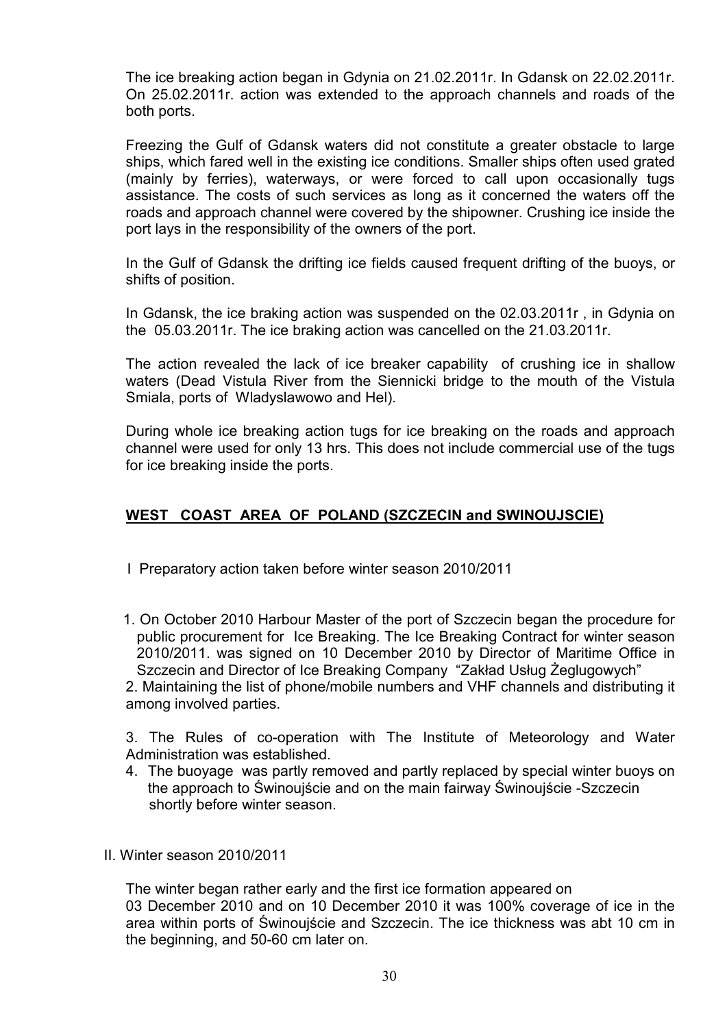The ice breaking action began in Gdynia on 21.02.2011r. In Gdansk on 22.02.2011r. On 25.02.2011r. action was extended to the approach channels and roads of the both ports.

Freezing the Gulf of Gdansk waters did not constitute a greater obstacle to large ships, which fared well in the existing ice conditions. Smaller ships often used grated (mainly by ferries), waterways, or were forced to call upon occasionally tugs assistance. The costs of such services as long as it concerned the waters off the roads and approach channel were covered by the shipowner. Crushing ice inside the port lays in the responsibility of the owners of the port.

In the Gulf of Gdansk the drifting ice fields caused frequent drifting of the buoys, or shifts of position.

In Gdansk, the ice braking action was suspended on the 02.03.2011r , in Gdynia on the 05.03.2011r. The ice braking action was cancelled on the 21.03.2011r.

The action revealed the lack of ice breaker capability of crushing ice in shallow waters (Dead Vistula River from the Siennicki bridge to the mouth of the Vistula Smiala, ports of Wladyslawowo and Hel).

During whole ice breaking action tugs for ice breaking on the roads and approach channel were used for only 13 hrs. This does not include commercial use of the tugs for ice breaking inside the ports.

## **WEST COAST AREA OF POLAND (SZCZECIN and SWINOUJSCIE)**

I Preparatory action taken before winter season 2010/2011

1. On October 2010 Harbour Master of the port of Szczecin began the procedure for public procurement for Ice Breaking. The Ice Breaking Contract for winter season 2010/2011. was signed on 10 December 2010 by Director of Maritime Office in Szczecin and Director of Ice Breaking Company "Zakład Usług Żeglugowych"
2. Maintaining the list of phone/mobile numbers and VHF channels and distributing it among involved parties.
3. The Rules of co-operation with The Institute of Meteorology and Water Administration was established.
4. The buoyage was partly removed and partly replaced by special winter buoys on the approach to Świnoujście and on the main fairway Świnoujście -Szczecin shortly before winter season.

II. Winter season 2010/2011

The winter began rather early and the first ice formation appeared on 03 December 2010 and on 10 December 2010 it was 100% coverage of ice in the area within ports of Świnoujście and Szczecin. The ice thickness was abt 10 cm in the beginning, and 50-60 cm later on.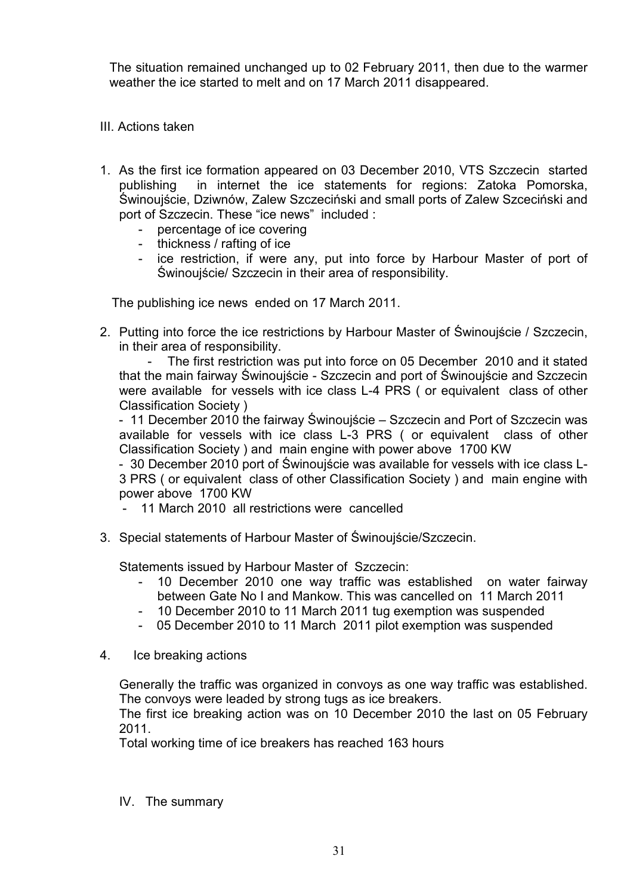The situation remained unchanged up to 02 February 2011, then due to the warmer weather the ice started to melt and on 17 March 2011 disappeared.

## III. Actions taken

1. As the first ice formation appeared on 03 December 2010, VTS Szczecin started publishing in internet the ice statements for regions: Zatoka Pomorska, Świnoujście, Dziwnów, Zalew Szczeciński and small ports of Zalew Szceciński and port of Szczecin. These "ice news" included :
   - percentage of ice covering
   - thickness / rafting of ice
   - ice restriction, if were any, put into force by Harbour Master of port of Świnoujście/ Szczecin in their area of responsibility.

   The publishing ice news ended on 17 March 2011.

2. Putting into force the ice restrictions by Harbour Master of Świnoujście / Szczecin, in their area of responsibility.
   - The first restriction was put into force on 05 December 2010 and it stated that the main fairway Świnoujście - Szczecin and port of Świnoujście and Szczecin were available for vessels with ice class L-4 PRS ( or equivalent class of other Classification Society )
   - 11 December 2010 the fairway Świnoujście – Szczecin and Port of Szczecin was available for vessels with ice class L-3 PRS ( or equivalent class of other Classification Society ) and main engine with power above 1700 KW
   - 30 December 2010 port of Świnoujście was available for vessels with ice class L-3 PRS ( or equivalent class of other Classification Society ) and main engine with power above 1700 KW
   - 11 March 2010 all restrictions were cancelled

3. Special statements of Harbour Master of Świnoujście/Szczecin.

   Statements issued by Harbour Master of Szczecin:
   - 10 December 2010 one way traffic was established on water fairway between Gate No I and Mankow. This was cancelled on 11 March 2011
   - 10 December 2010 to 11 March 2011 tug exemption was suspended
   - 05 December 2010 to 11 March 2011 pilot exemption was suspended

4. Ice breaking actions

   Generally the traffic was organized in convoys as one way traffic was established. The convoys were leaded by strong tugs as ice breakers.
   The first ice breaking action was on 10 December 2010 the last on 05 February 2011.
   Total working time of ice breakers has reached 163 hours

## IV. The summary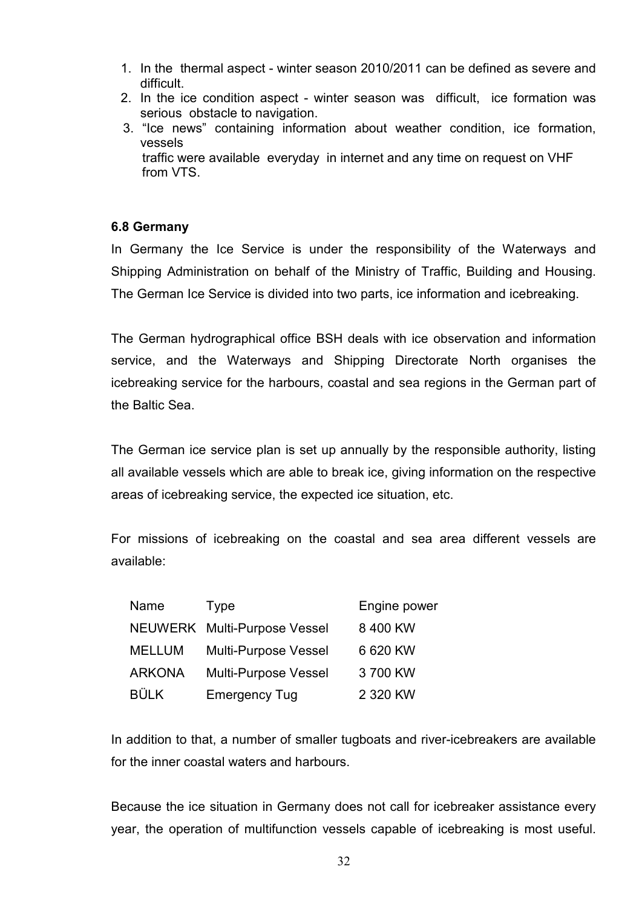1. In the thermal aspect - winter season 2010/2011 can be defined as severe and difficult.
2. In the ice condition aspect - winter season was difficult, ice formation was serious obstacle to navigation.
3. "Ice news" containing information about weather condition, ice formation, vessels traffic were available everyday in internet and any time on request on VHF from VTS.

### 6.8 Germany

In Germany the Ice Service is under the responsibility of the Waterways and Shipping Administration on behalf of the Ministry of Traffic, Building and Housing. The German Ice Service is divided into two parts, ice information and icebreaking.

The German hydrographical office BSH deals with ice observation and information service, and the Waterways and Shipping Directorate North organises the icebreaking service for the harbours, coastal and sea regions in the German part of the Baltic Sea.

The German ice service plan is set up annually by the responsible authority, listing all available vessels which are able to break ice, giving information on the respective areas of icebreaking service, the expected ice situation, etc.

For missions of icebreaking on the coastal and sea area different vessels are available:

| Name | Type | Engine power |
|---|---|---|
| NEUWERK | Multi-Purpose Vessel | 8 400 KW |
| MELLUM | Multi-Purpose Vessel | 6 620 KW |
| ARKONA | Multi-Purpose Vessel | 3 700 KW |
| BÜLK | Emergency Tug | 2 320 KW |

In addition to that, a number of smaller tugboats and river-icebreakers are available for the inner coastal waters and harbours.

Because the ice situation in Germany does not call for icebreaker assistance every year, the operation of multifunction vessels capable of icebreaking is most useful.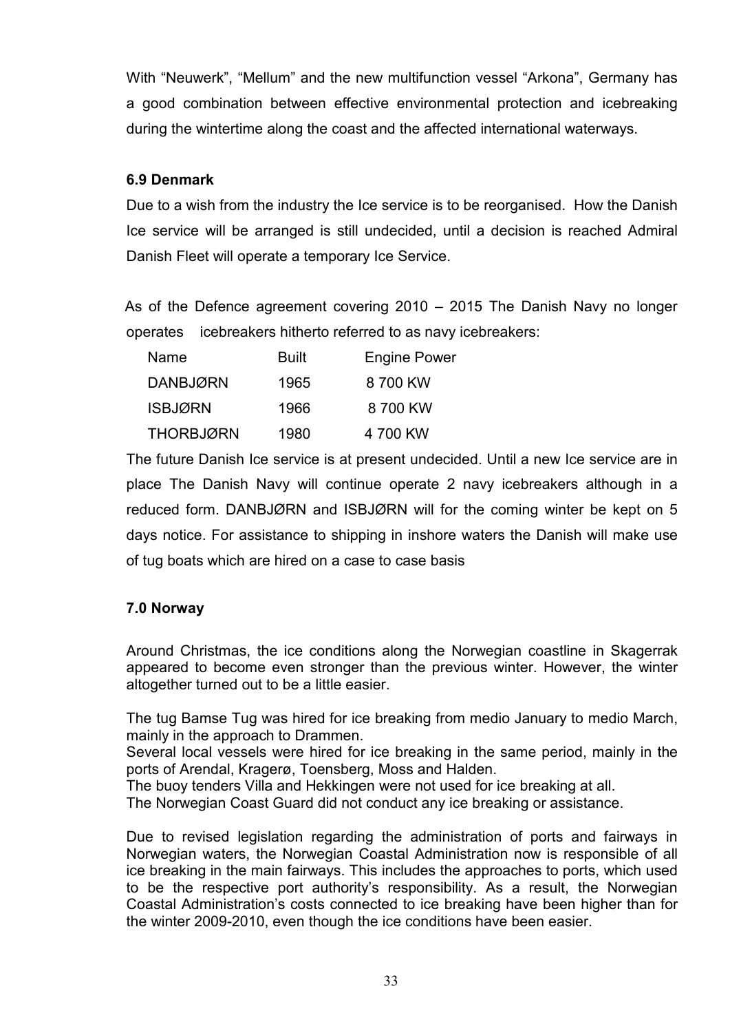With "Neuwerk", "Mellum" and the new multifunction vessel "Arkona", Germany has a good combination between effective environmental protection and icebreaking during the wintertime along the coast and the affected international waterways.

### 6.9 Denmark

Due to a wish from the industry the Ice service is to be reorganised. How the Danish Ice service will be arranged is still undecided, until a decision is reached Admiral Danish Fleet will operate a temporary Ice Service.

As of the Defence agreement covering 2010 – 2015 The Danish Navy no longer operates icebreakers hitherto referred to as navy icebreakers:

| Name | Built | Engine Power |
|---|---|---|
| DANBJØRN | 1965 | 8 700 KW |
| ISBJØRN | 1966 | 8 700 KW |
| THORBJØRN | 1980 | 4 700 KW |

The future Danish Ice service is at present undecided. Until a new Ice service are in place The Danish Navy will continue operate 2 navy icebreakers although in a reduced form. DANBJØRN and ISBJØRN will for the coming winter be kept on 5 days notice. For assistance to shipping in inshore waters the Danish will make use of tug boats which are hired on a case to case basis

### 7.0 Norway

Around Christmas, the ice conditions along the Norwegian coastline in Skagerrak appeared to become even stronger than the previous winter. However, the winter altogether turned out to be a little easier.

The tug Bamse Tug was hired for ice breaking from medio January to medio March, mainly in the approach to Drammen.
Several local vessels were hired for ice breaking in the same period, mainly in the ports of Arendal, Kragerø, Toensberg, Moss and Halden.
The buoy tenders Villa and Hekkingen were not used for ice breaking at all.
The Norwegian Coast Guard did not conduct any ice breaking or assistance.

Due to revised legislation regarding the administration of ports and fairways in Norwegian waters, the Norwegian Coastal Administration now is responsible of all ice breaking in the main fairways. This includes the approaches to ports, which used to be the respective port authority's responsibility. As a result, the Norwegian Coastal Administration's costs connected to ice breaking have been higher than for the winter 2009-2010, even though the ice conditions have been easier.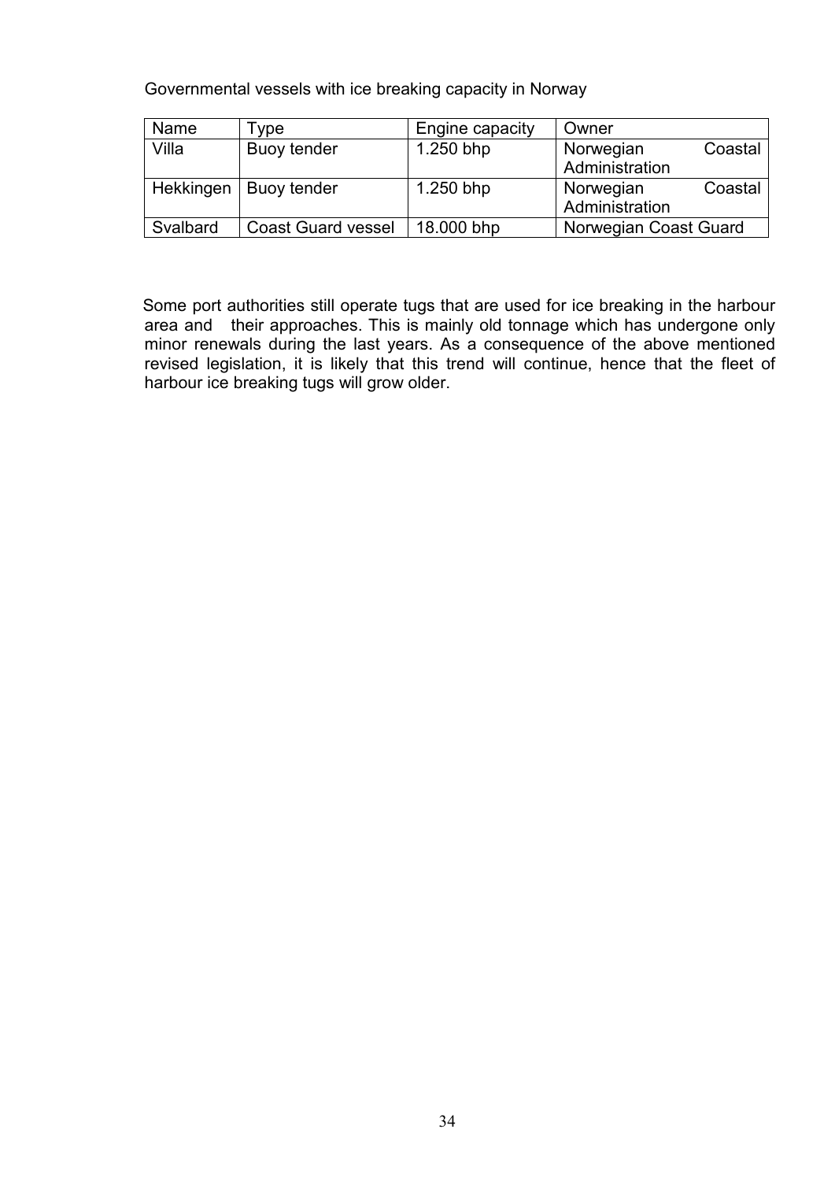Governmental vessels with ice breaking capacity in Norway

| Name | Type | Engine capacity | Owner |
|---|---|---|---|
| Villa | Buoy tender | 1.250 bhp | Norwegian Coastal Administration |
| Hekkingen | Buoy tender | 1.250 bhp | Norwegian Coastal Administration |
| Svalbard | Coast Guard vessel | 18.000 bhp | Norwegian Coast Guard |

Some port authorities still operate tugs that are used for ice breaking in the harbour area and their approaches. This is mainly old tonnage which has undergone only minor renewals during the last years. As a consequence of the above mentioned revised legislation, it is likely that this trend will continue, hence that the fleet of harbour ice breaking tugs will grow older.